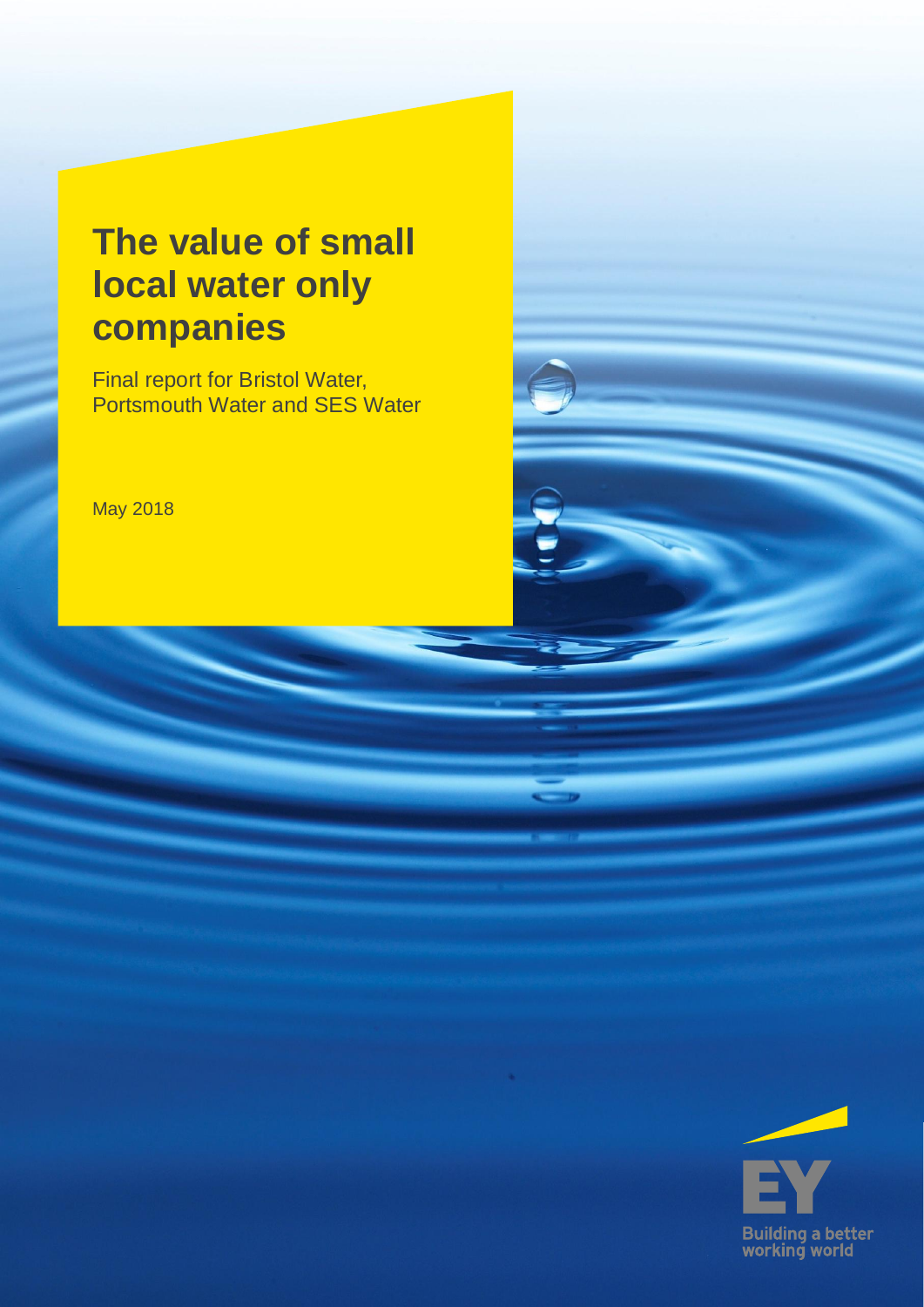# The value of small local water only companies

Final report for Bristol Water, Portsmouth Water and SES Water

May 2018

Building a better working world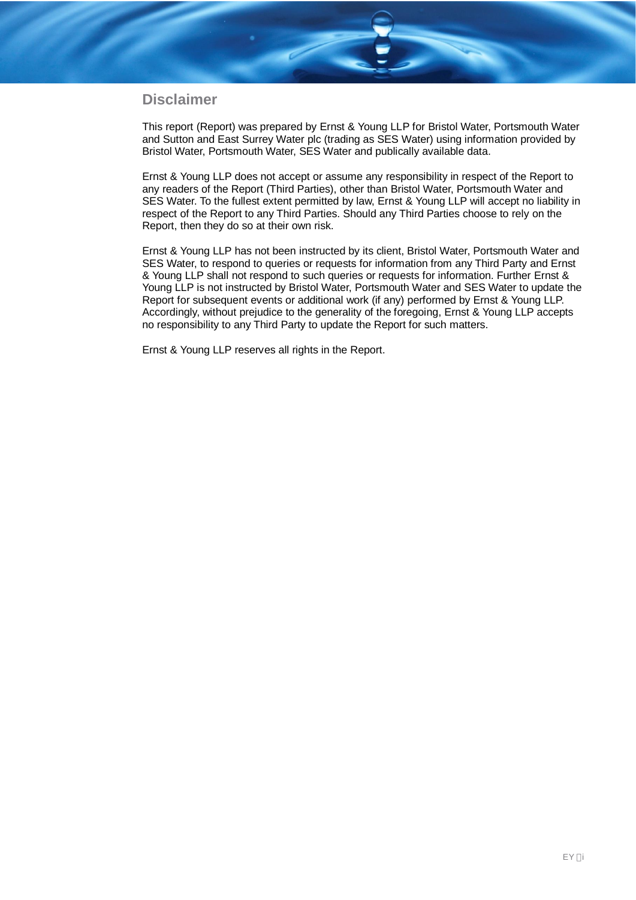## Disclaimer

This report (Report) was prepared by Ernst & Young LLP for Bristol Water, Portsmouth Water and Sutton and East Surrey Water plc (trading as SES Water) using information provided by Bristol Water, Portsmouth Water, SES Water and publically available data.

Ernst & Young LLP does not accept or assume any responsibility in respect of the Report to any readers of the Report (Third Parties), other than Bristol Water, Portsmouth Water and SES Water. To the fullest extent permitted by law, Ernst & Young LLP will accept no liability in respect of the Report to any Third Parties. Should any Third Parties choose to rely on the Report, then they do so at their own risk.

Ernst & Young LLP has not been instructed by its client, Bristol Water, Portsmouth Water and SES Water, to respond to queries or requests for information from any Third Party and Ernst & Young LLP shall not respond to such queries or requests for information. Further Ernst & Young LLP is not instructed by Bristol Water, Portsmouth Water and SES Water to update the Report for subsequent events or additional work (if any) performed by Ernst & Young LLP. Accordingly, without prejudice to the generality of the foregoing, Ernst & Young LLP accepts no responsibility to any Third Party to update the Report for such matters.

Ernst & Young LLP reserves all rights in the Report.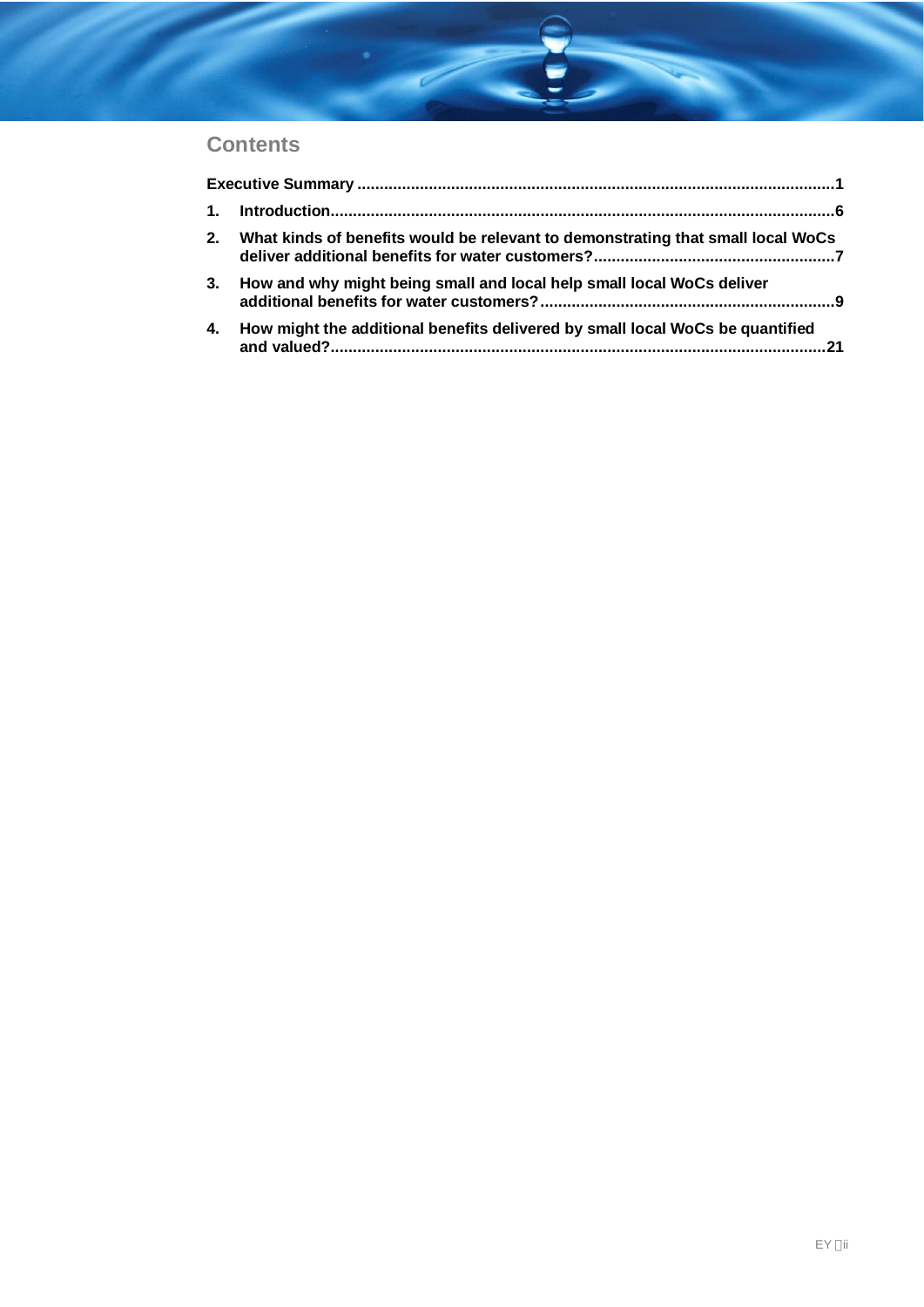## Contents

**Executive Summary** .......................................................................................................... **1**

**1. Introduction** ................................................................................................................ **6**

**2. What kinds of benefits would be relevant to demonstrating that small local WoCs deliver additional benefits for water customers?** ...................................................... **7**

**3. How and why might being small and local help small local WoCs deliver additional benefits for water customers?** ................................................................ **9**

**4. How might the additional benefits delivered by small local WoCs be quantified and valued?** .............................................................................................................. **21**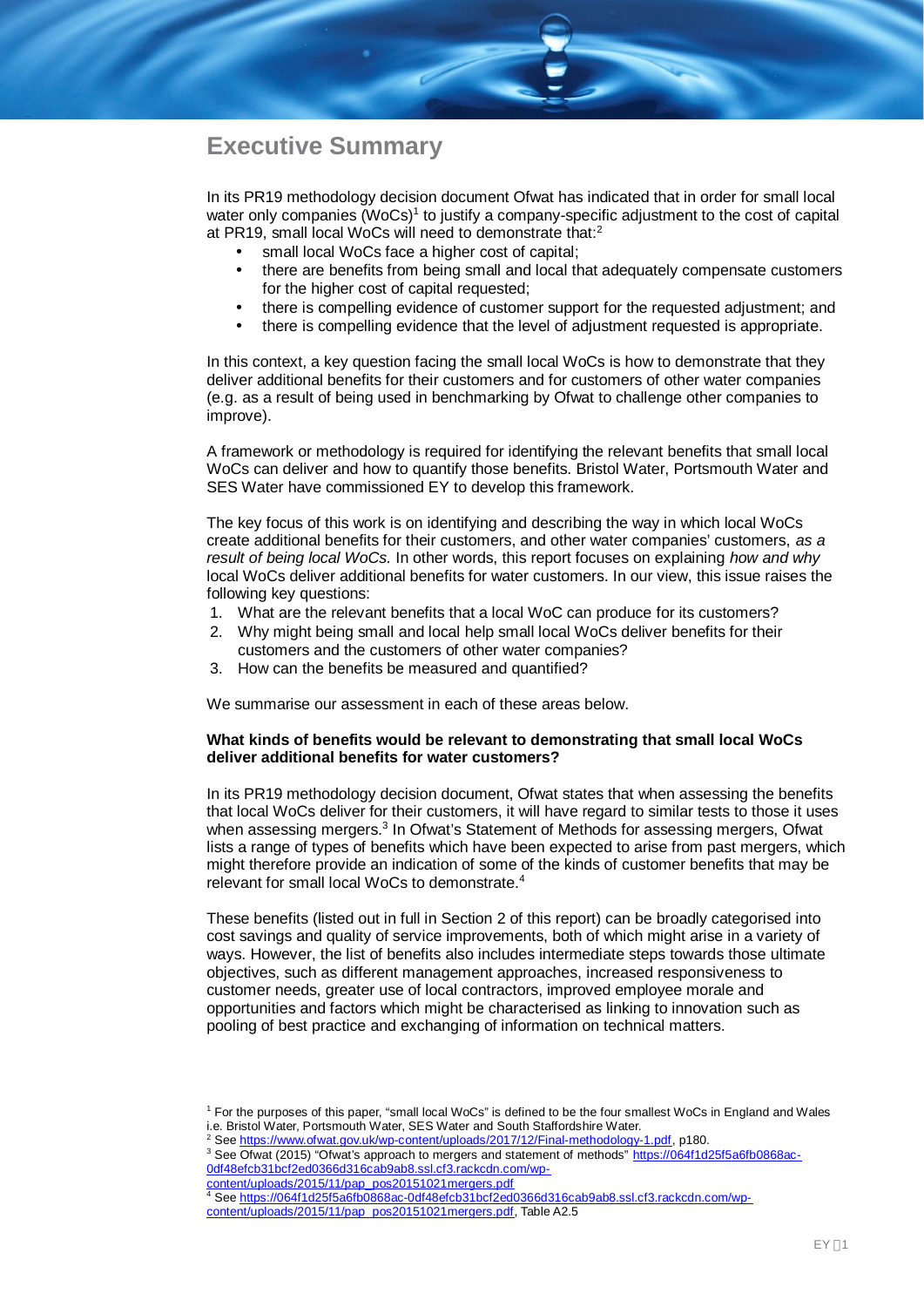# Executive Summary

In its PR19 methodology decision document Ofwat has indicated that in order for small local water only companies (WoCs)[1] to justify a company-specific adjustment to the cost of capital at PR19, small local WoCs will need to demonstrate that:[2]

- small local WoCs face a higher cost of capital;
- there are benefits from being small and local that adequately compensate customers for the higher cost of capital requested;
- there is compelling evidence of customer support for the requested adjustment; and
- there is compelling evidence that the level of adjustment requested is appropriate.

In this context, a key question facing the small local WoCs is how to demonstrate that they deliver additional benefits for their customers and for customers of other water companies (e.g. as a result of being used in benchmarking by Ofwat to challenge other companies to improve).

A framework or methodology is required for identifying the relevant benefits that small local WoCs can deliver and how to quantify those benefits. Bristol Water, Portsmouth Water and SES Water have commissioned EY to develop this framework.

The key focus of this work is on identifying and describing the way in which local WoCs create additional benefits for their customers, and other water companies' customers, *as a result of being local WoCs.* In other words, this report focuses on explaining *how and why* local WoCs deliver additional benefits for water customers. In our view, this issue raises the following key questions:

1. What are the relevant benefits that a local WoC can produce for its customers?
2. Why might being small and local help small local WoCs deliver benefits for their customers and the customers of other water companies?
3. How can the benefits be measured and quantified?

We summarise our assessment in each of these areas below.

**What kinds of benefits would be relevant to demonstrating that small local WoCs deliver additional benefits for water customers?**

In its PR19 methodology decision document, Ofwat states that when assessing the benefits that local WoCs deliver for their customers, it will have regard to similar tests to those it uses when assessing mergers.[3] In Ofwat's Statement of Methods for assessing mergers, Ofwat lists a range of types of benefits which have been expected to arise from past mergers, which might therefore provide an indication of some of the kinds of customer benefits that may be relevant for small local WoCs to demonstrate.[4]

These benefits (listed out in full in Section 2 of this report) can be broadly categorised into cost savings and quality of service improvements, both of which might arise in a variety of ways. However, the list of benefits also includes intermediate steps towards those ultimate objectives, such as different management approaches, increased responsiveness to customer needs, greater use of local contractors, improved employee morale and opportunities and factors which might be characterised as linking to innovation such as pooling of best practice and exchanging of information on technical matters.

---

[1] For the purposes of this paper, "small local WoCs" is defined to be the four smallest WoCs in England and Wales i.e. Bristol Water, Portsmouth Water, SES Water and South Staffordshire Water.

[2] See https://www.ofwat.gov.uk/wp-content/uploads/2017/12/Final-methodology-1.pdf, p180.

[3] See Ofwat (2015) "Ofwat's approach to mergers and statement of methods" https://064f1d25f5a6fb0868ac-0df48efcb31bcf2ed0366d316cab9ab8.ssl.cf3.rackcdn.com/wp-content/uploads/2015/11/pap_pos20151021mergers.pdf

[4] See https://064f1d25f5a6fb0868ac-0df48efcb31bcf2ed0366d316cab9ab8.ssl.cf3.rackcdn.com/wp-content/uploads/2015/11/pap_pos20151021mergers.pdf, Table A2.5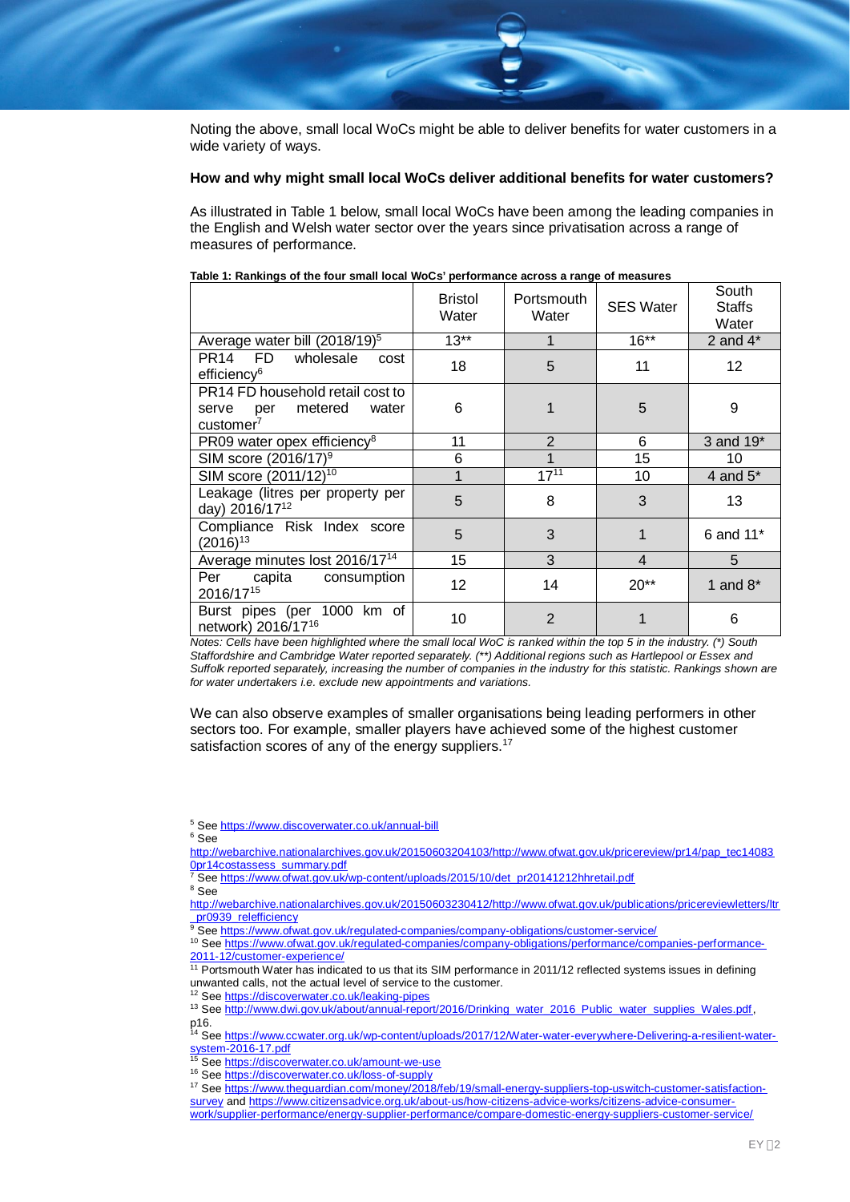Noting the above, small local WoCs might be able to deliver benefits for water customers in a wide variety of ways.

**How and why might small local WoCs deliver additional benefits for water customers?**

As illustrated in Table 1 below, small local WoCs have been among the leading companies in the English and Welsh water sector over the years since privatisation across a range of measures of performance.

**Table 1: Rankings of the four small local WoCs' performance across a range of measures**

| | Bristol Water | Portsmouth Water | SES Water | South Staffs Water |
|---|---|---|---|---|
| Average water bill (2018/19)[5] | 13** | 1 | 16** | 2 and 4* |
| PR14 FD wholesale cost efficiency[6] | 18 | 5 | 11 | 12 |
| PR14 FD household retail cost to serve per metered water customer[7] | 6 | 1 | 5 | 9 |
| PR09 water opex efficiency[8] | 11 | 2 | 6 | 3 and 19* |
| SIM score (2016/17)[9] | 6 | 1 | 15 | 10 |
| SIM score (2011/12)[10] | 1 | 17[11] | 10 | 4 and 5* |
| Leakage (litres per property per day) 2016/17[12] | 5 | 8 | 3 | 13 |
| Compliance Risk Index score (2016)[13] | 5 | 3 | 1 | 6 and 11* |
| Average minutes lost 2016/17[14] | 15 | 3 | 4 | 5 |
| Per capita consumption 2016/17[15] | 12 | 14 | 20** | 1 and 8* |
| Burst pipes (per 1000 km of network) 2016/17[16] | 10 | 2 | 1 | 6 |

*Notes: Cells have been highlighted where the small local WoC is ranked within the top 5 in the industry. (\*) South Staffordshire and Cambridge Water reported separately. (\*\*) Additional regions such as Hartlepool or Essex and Suffolk reported separately, increasing the number of companies in the industry for this statistic. Rankings shown are for water undertakers i.e. exclude new appointments and variations.*

We can also observe examples of smaller organisations being leading performers in other sectors too. For example, smaller players have achieved some of the highest customer satisfaction scores of any of the energy suppliers.[17]

---

[5] See https://www.discoverwater.co.uk/annual-bill

[6] See http://webarchive.nationalarchives.gov.uk/20150603204103/http://www.ofwat.gov.uk/pricereview/pr14/pap_tec140830pr14costassess_summary.pdf

[7] See https://www.ofwat.gov.uk/wp-content/uploads/2015/10/det_pr20141212hhretail.pdf

[8] See http://webarchive.nationalarchives.gov.uk/20150603230412/http://www.ofwat.gov.uk/publications/pricereviewletters/ltr_pr0939_relefficiency

[9] See https://www.ofwat.gov.uk/regulated-companies/company-obligations/customer-service/

[10] See https://www.ofwat.gov.uk/regulated-companies/company-obligations/companies-performance-2011-12/customer-experience/

[11] Portsmouth Water has indicated to us that its SIM performance in 2011/12 reflected systems issues in defining unwanted calls, not the actual level of service to the customer.

[12] See https://discoverwater.co.uk/leaking-pipes

[13] See http://www.dwi.gov.uk/about/annual-report/2016/Drinking_water_2016_Public_water_supplies_Wales.pdf, p16.

[14] See https://www.ccwater.org.uk/wp-content/uploads/2017/12/Water-water-everywhere-Delivering-a-resilient-water-system-2016-17.pdf

[15] See https://discoverwater.co.uk/amount-we-use

[16] See https://discoverwater.co.uk/loss-of-supply

[17] See https://www.theguardian.com/money/2018/feb/19/small-energy-suppliers-top-uswitch-customer-satisfaction-survey and https://www.citizensadvice.org.uk/about-us/how-citizens-advice-works/citizens-advice-consumer-work/supplier-performance/energy-supplier-performance/compare-domestic-energy-suppliers-customer-service/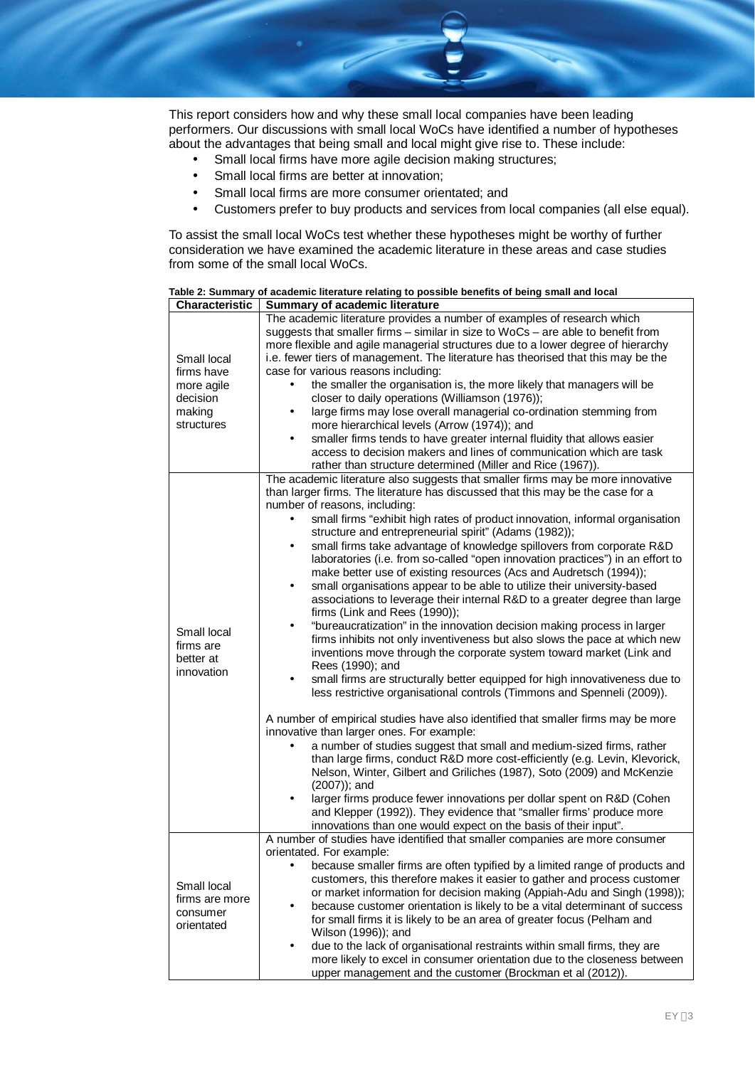This report considers how and why these small local companies have been leading performers. Our discussions with small local WoCs have identified a number of hypotheses about the advantages that being small and local might give rise to. These include:

- Small local firms have more agile decision making structures;
- Small local firms are better at innovation;
- Small local firms are more consumer orientated; and
- Customers prefer to buy products and services from local companies (all else equal).

To assist the small local WoCs test whether these hypotheses might be worthy of further consideration we have examined the academic literature in these areas and case studies from some of the small local WoCs.

**Table 2: Summary of academic literature relating to possible benefits of being small and local**

| Characteristic | Summary of academic literature |
|---|---|
| Small local firms have more agile decision making structures | The academic literature provides a number of examples of research which suggests that smaller firms – similar in size to WoCs – are able to benefit from more flexible and agile managerial structures due to a lower degree of hierarchy i.e. fewer tiers of management. The literature has theorised that this may be the case for various reasons including:<br>• the smaller the organisation is, the more likely that managers will be closer to daily operations (Williamson (1976));<br>• large firms may lose overall managerial co-ordination stemming from more hierarchical levels (Arrow (1974)); and<br>• smaller firms tends to have greater internal fluidity that allows easier access to decision makers and lines of communication which are task rather than structure determined (Miller and Rice (1967)). |
| Small local firms are better at innovation | The academic literature also suggests that smaller firms may be more innovative than larger firms. The literature has discussed that this may be the case for a number of reasons, including:<br>• small firms "exhibit high rates of product innovation, informal organisation structure and entrepreneurial spirit" (Adams (1982));<br>• small firms take advantage of knowledge spillovers from corporate R&D laboratories (i.e. from so-called "open innovation practices") in an effort to make better use of existing resources (Acs and Audretsch (1994));<br>• small organisations appear to be able to utilize their university-based associations to leverage their internal R&D to a greater degree than large firms (Link and Rees (1990));<br>• "bureaucratization" in the innovation decision making process in larger firms inhibits not only inventiveness but also slows the pace at which new inventions move through the corporate system toward market (Link and Rees (1990); and<br>• small firms are structurally better equipped for high innovativeness due to less restrictive organisational controls (Timmons and Spenneli (2009)).<br><br>A number of empirical studies have also identified that smaller firms may be more innovative than larger ones. For example:<br>• a number of studies suggest that small and medium-sized firms, rather than large firms, conduct R&D more cost-efficiently (e.g. Levin, Klevorick, Nelson, Winter, Gilbert and Griliches (1987), Soto (2009) and McKenzie (2007)); and<br>• larger firms produce fewer innovations per dollar spent on R&D (Cohen and Klepper (1992)). They evidence that "smaller firms' produce more innovations than one would expect on the basis of their input". |
| Small local firms are more consumer orientated | A number of studies have identified that smaller companies are more consumer orientated. For example:<br>• because smaller firms are often typified by a limited range of products and customers, this therefore makes it easier to gather and process customer or market information for decision making (Appiah-Adu and Singh (1998));<br>• because customer orientation is likely to be a vital determinant of success for small firms it is likely to be an area of greater focus (Pelham and Wilson (1996)); and<br>• due to the lack of organisational restraints within small firms, they are more likely to excel in consumer orientation due to the closeness between upper management and the customer (Brockman et al (2012)). |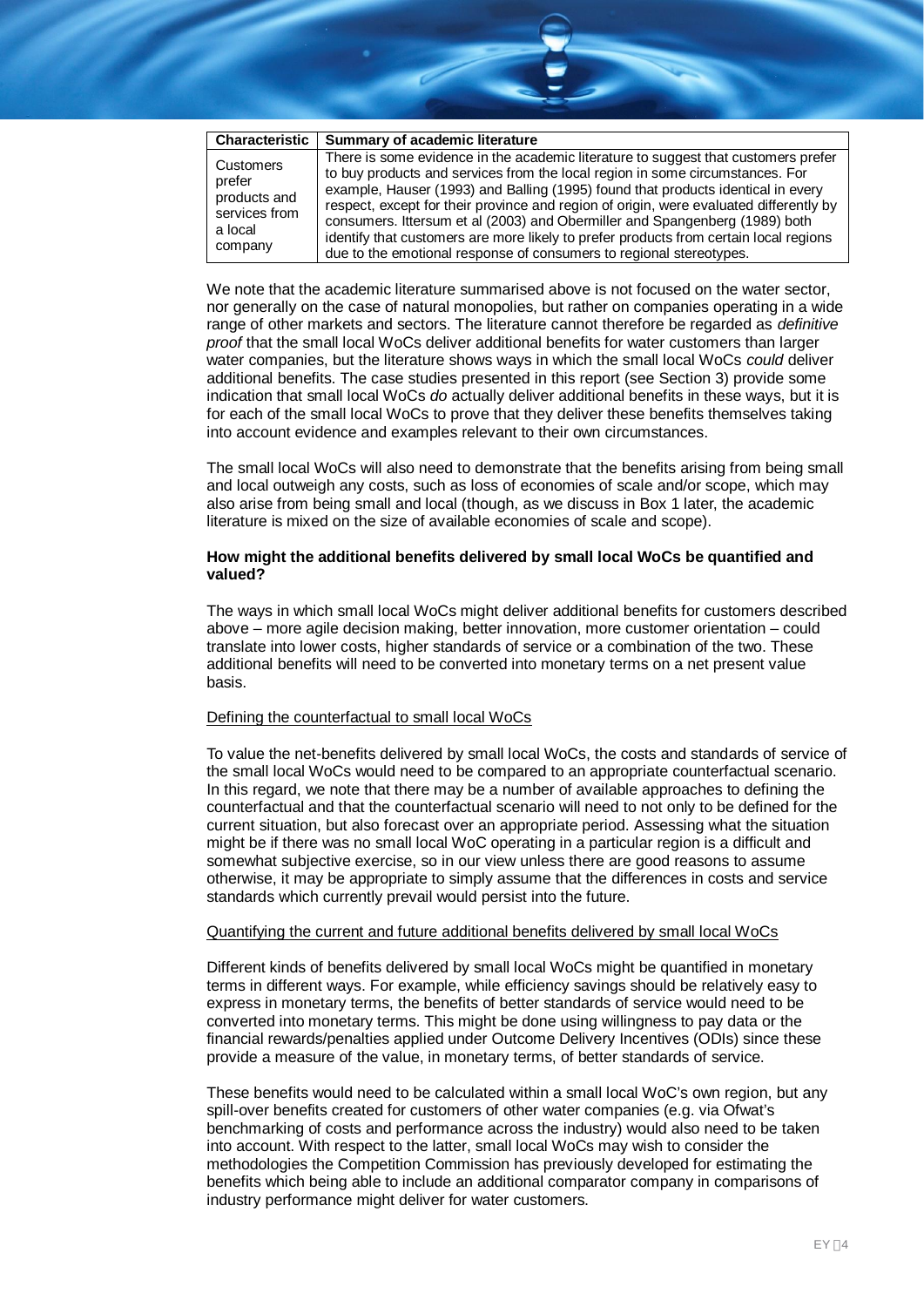| Characteristic | Summary of academic literature |
|---|---|
| Customers prefer products and services from a local company | There is some evidence in the academic literature to suggest that customers prefer to buy products and services from the local region in some circumstances. For example, Hauser (1993) and Balling (1995) found that products identical in every respect, except for their province and region of origin, were evaluated differently by consumers. Ittersum et al (2003) and Obermiller and Spangenberg (1989) both identify that customers are more likely to prefer products from certain local regions due to the emotional response of consumers to regional stereotypes. |

We note that the academic literature summarised above is not focused on the water sector, nor generally on the case of natural monopolies, but rather on companies operating in a wide range of other markets and sectors. The literature cannot therefore be regarded as *definitive proof* that the small local WoCs deliver additional benefits for water customers than larger water companies, but the literature shows ways in which the small local WoCs *could* deliver additional benefits. The case studies presented in this report (see Section 3) provide some indication that small local WoCs *do* actually deliver additional benefits in these ways, but it is for each of the small local WoCs to prove that they deliver these benefits themselves taking into account evidence and examples relevant to their own circumstances.

The small local WoCs will also need to demonstrate that the benefits arising from being small and local outweigh any costs, such as loss of economies of scale and/or scope, which may also arise from being small and local (though, as we discuss in Box 1 later, the academic literature is mixed on the size of available economies of scale and scope).

**How might the additional benefits delivered by small local WoCs be quantified and valued?**

The ways in which small local WoCs might deliver additional benefits for customers described above – more agile decision making, better innovation, more customer orientation – could translate into lower costs, higher standards of service or a combination of the two. These additional benefits will need to be converted into monetary terms on a net present value basis.

Defining the counterfactual to small local WoCs

To value the net-benefits delivered by small local WoCs, the costs and standards of service of the small local WoCs would need to be compared to an appropriate counterfactual scenario. In this regard, we note that there may be a number of available approaches to defining the counterfactual and that the counterfactual scenario will need to not only to be defined for the current situation, but also forecast over an appropriate period. Assessing what the situation might be if there was no small local WoC operating in a particular region is a difficult and somewhat subjective exercise, so in our view unless there are good reasons to assume otherwise, it may be appropriate to simply assume that the differences in costs and service standards which currently prevail would persist into the future.

Quantifying the current and future additional benefits delivered by small local WoCs

Different kinds of benefits delivered by small local WoCs might be quantified in monetary terms in different ways. For example, while efficiency savings should be relatively easy to express in monetary terms, the benefits of better standards of service would need to be converted into monetary terms. This might be done using willingness to pay data or the financial rewards/penalties applied under Outcome Delivery Incentives (ODIs) since these provide a measure of the value, in monetary terms, of better standards of service.

These benefits would need to be calculated within a small local WoC's own region, but any spill-over benefits created for customers of other water companies (e.g. via Ofwat's benchmarking of costs and performance across the industry) would also need to be taken into account. With respect to the latter, small local WoCs may wish to consider the methodologies the Competition Commission has previously developed for estimating the benefits which being able to include an additional comparator company in comparisons of industry performance might deliver for water customers.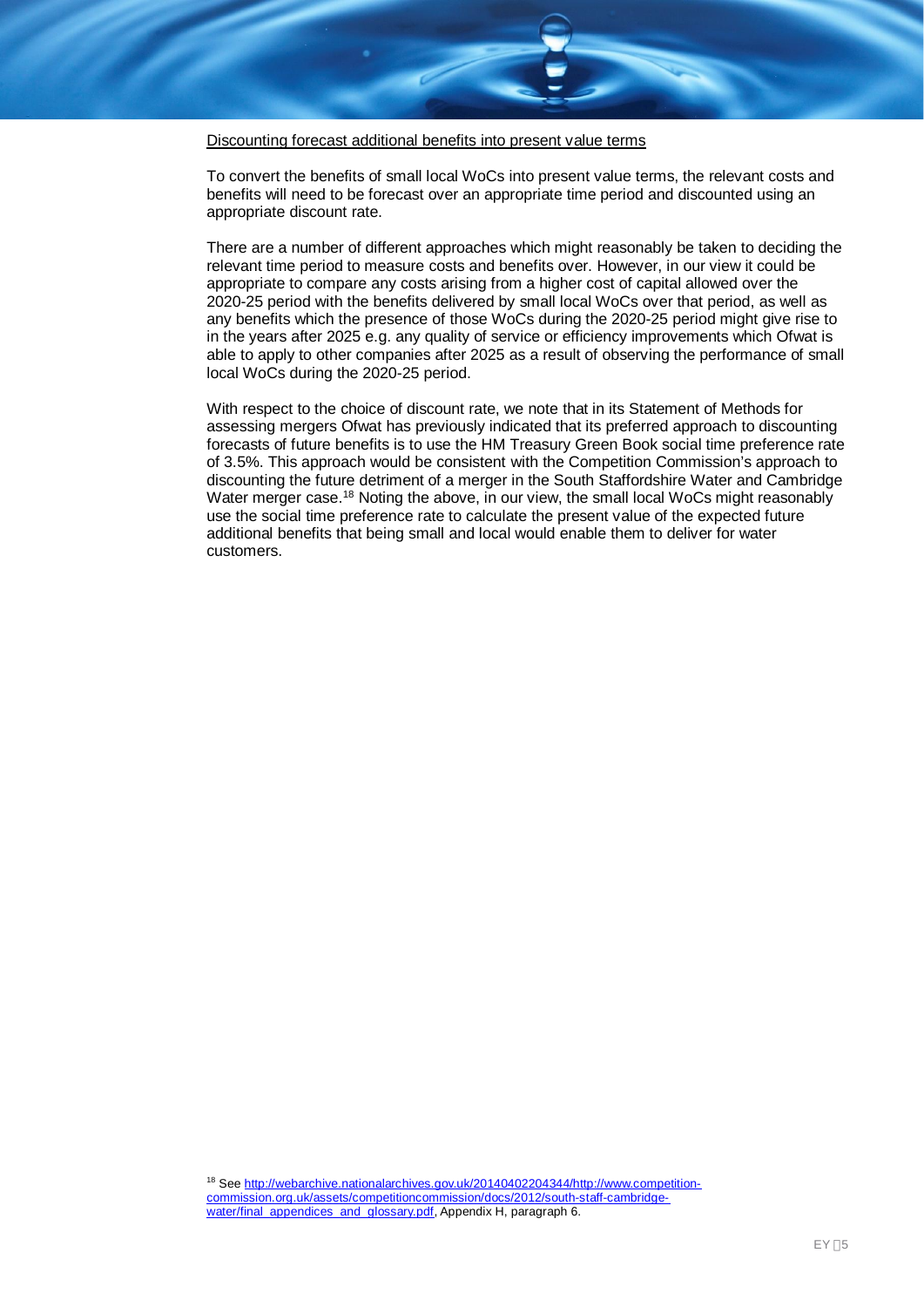Discounting forecast additional benefits into present value terms

To convert the benefits of small local WoCs into present value terms, the relevant costs and benefits will need to be forecast over an appropriate time period and discounted using an appropriate discount rate.

There are a number of different approaches which might reasonably be taken to deciding the relevant time period to measure costs and benefits over. However, in our view it could be appropriate to compare any costs arising from a higher cost of capital allowed over the 2020-25 period with the benefits delivered by small local WoCs over that period, as well as any benefits which the presence of those WoCs during the 2020-25 period might give rise to in the years after 2025 e.g. any quality of service or efficiency improvements which Ofwat is able to apply to other companies after 2025 as a result of observing the performance of small local WoCs during the 2020-25 period.

With respect to the choice of discount rate, we note that in its Statement of Methods for assessing mergers Ofwat has previously indicated that its preferred approach to discounting forecasts of future benefits is to use the HM Treasury Green Book social time preference rate of 3.5%. This approach would be consistent with the Competition Commission's approach to discounting the future detriment of a merger in the South Staffordshire Water and Cambridge Water merger case.[18] Noting the above, in our view, the small local WoCs might reasonably use the social time preference rate to calculate the present value of the expected future additional benefits that being small and local would enable them to deliver for water customers.

[18] See http://webarchive.nationalarchives.gov.uk/20140402204344/http://www.competition-commission.org.uk/assets/competitioncommission/docs/2012/south-staff-cambridge-water/final_appendices_and_glossary.pdf, Appendix H, paragraph 6.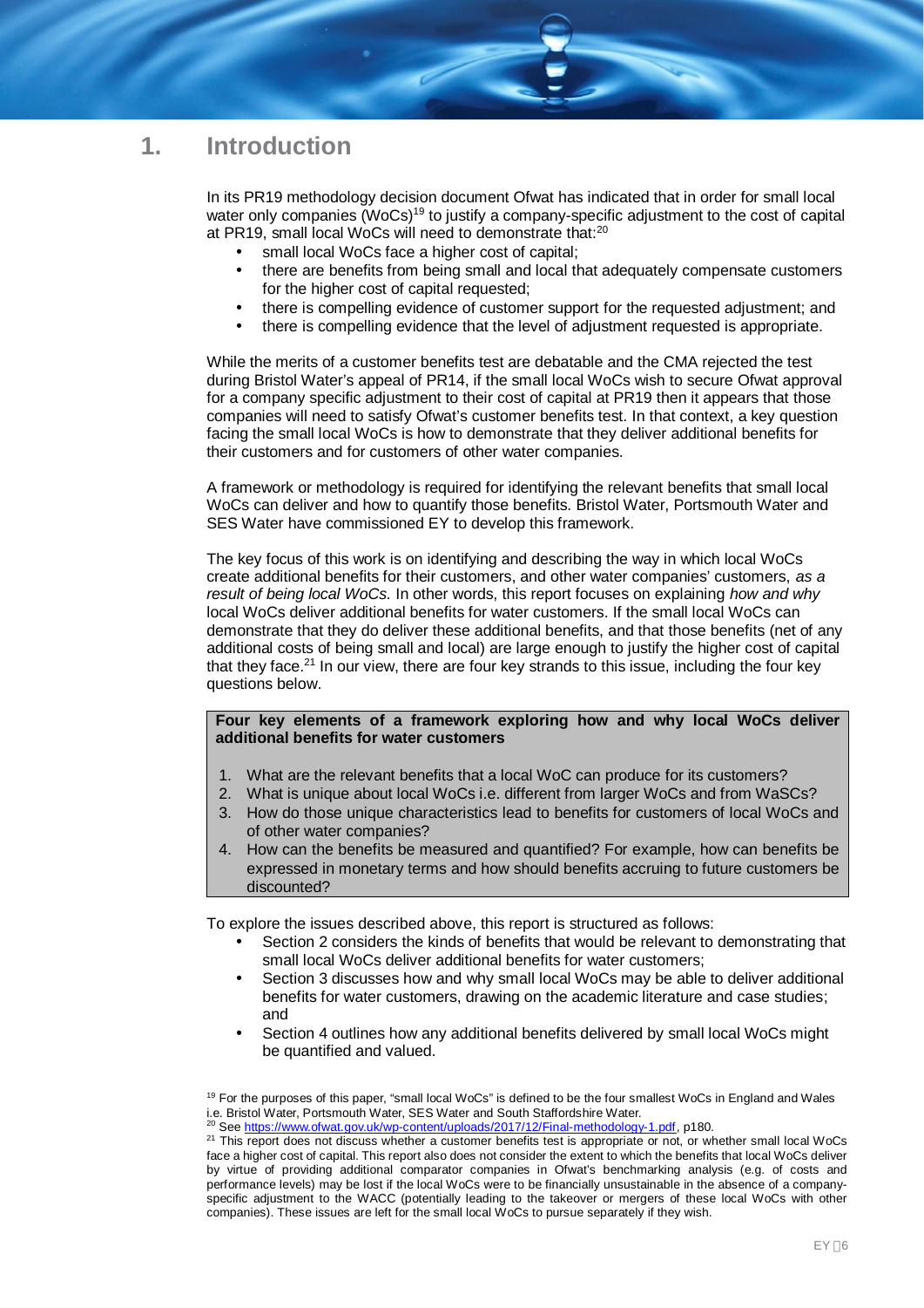# 1. Introduction

In its PR19 methodology decision document Ofwat has indicated that in order for small local water only companies (WoCs)[19] to justify a company-specific adjustment to the cost of capital at PR19, small local WoCs will need to demonstrate that:[20]

- small local WoCs face a higher cost of capital;
- there are benefits from being small and local that adequately compensate customers for the higher cost of capital requested;
- there is compelling evidence of customer support for the requested adjustment; and
- there is compelling evidence that the level of adjustment requested is appropriate.

While the merits of a customer benefits test are debatable and the CMA rejected the test during Bristol Water's appeal of PR14, if the small local WoCs wish to secure Ofwat approval for a company specific adjustment to their cost of capital at PR19 then it appears that those companies will need to satisfy Ofwat's customer benefits test. In that context, a key question facing the small local WoCs is how to demonstrate that they deliver additional benefits for their customers and for customers of other water companies.

A framework or methodology is required for identifying the relevant benefits that small local WoCs can deliver and how to quantify those benefits. Bristol Water, Portsmouth Water and SES Water have commissioned EY to develop this framework.

The key focus of this work is on identifying and describing the way in which local WoCs create additional benefits for their customers, and other water companies' customers, *as a result of being local WoCs.* In other words, this report focuses on explaining *how and why* local WoCs deliver additional benefits for water customers. If the small local WoCs can demonstrate that they do deliver these additional benefits, and that those benefits (net of any additional costs of being small and local) are large enough to justify the higher cost of capital that they face.[21] In our view, there are four key strands to this issue, including the four key questions below.

**Four key elements of a framework exploring how and why local WoCs deliver additional benefits for water customers**

1. What are the relevant benefits that a local WoC can produce for its customers?
2. What is unique about local WoCs i.e. different from larger WoCs and from WaSCs?
3. How do those unique characteristics lead to benefits for customers of local WoCs and of other water companies?
4. How can the benefits be measured and quantified? For example, how can benefits be expressed in monetary terms and how should benefits accruing to future customers be discounted?

To explore the issues described above, this report is structured as follows:

- Section 2 considers the kinds of benefits that would be relevant to demonstrating that small local WoCs deliver additional benefits for water customers;
- Section 3 discusses how and why small local WoCs may be able to deliver additional benefits for water customers, drawing on the academic literature and case studies; and
- Section 4 outlines how any additional benefits delivered by small local WoCs might be quantified and valued.

[19] For the purposes of this paper, "small local WoCs" is defined to be the four smallest WoCs in England and Wales i.e. Bristol Water, Portsmouth Water, SES Water and South Staffordshire Water.

[20] See https://www.ofwat.gov.uk/wp-content/uploads/2017/12/Final-methodology-1.pdf, p180.

[21] This report does not discuss whether a customer benefits test is appropriate or not, or whether small local WoCs face a higher cost of capital. This report also does not consider the extent to which the benefits that local WoCs deliver by virtue of providing additional comparator companies in Ofwat's benchmarking analysis (e.g. of costs and performance levels) may be lost if the local WoCs were to be financially unsustainable in the absence of a company-specific adjustment to the WACC (potentially leading to the takeover or mergers of these local WoCs with other companies). These issues are left for the small local WoCs to pursue separately if they wish.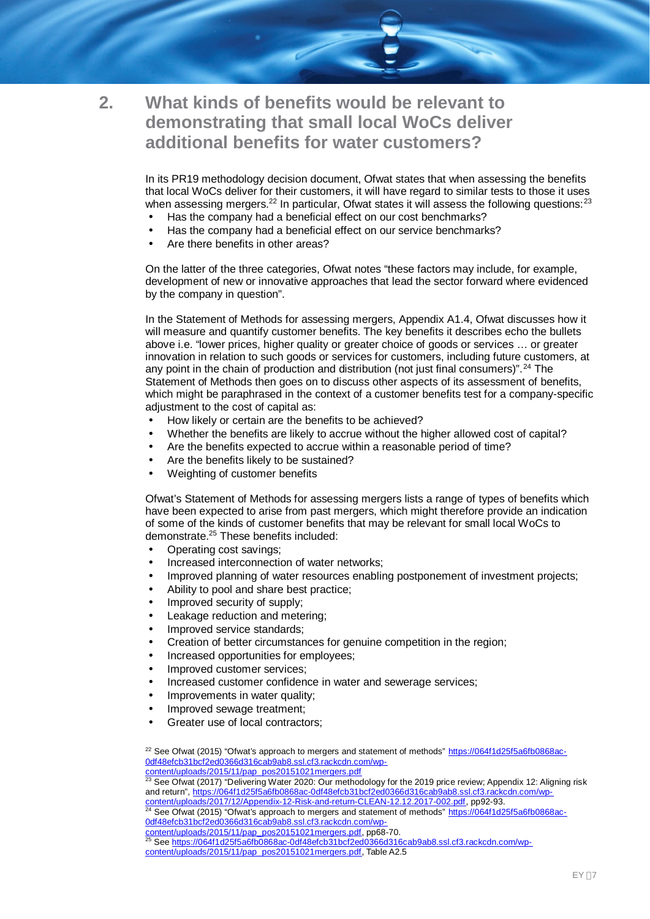## 2. What kinds of benefits would be relevant to demonstrating that small local WoCs deliver additional benefits for water customers?

In its PR19 methodology decision document, Ofwat states that when assessing the benefits that local WoCs deliver for their customers, it will have regard to similar tests to those it uses when assessing mergers.[22] In particular, Ofwat states it will assess the following questions:[23]

- Has the company had a beneficial effect on our cost benchmarks?
- Has the company had a beneficial effect on our service benchmarks?
- Are there benefits in other areas?

On the latter of the three categories, Ofwat notes "these factors may include, for example, development of new or innovative approaches that lead the sector forward where evidenced by the company in question".

In the Statement of Methods for assessing mergers, Appendix A1.4, Ofwat discusses how it will measure and quantify customer benefits. The key benefits it describes echo the bullets above i.e. "lower prices, higher quality or greater choice of goods or services … or greater innovation in relation to such goods or services for customers, including future customers, at any point in the chain of production and distribution (not just final consumers)".[24] The Statement of Methods then goes on to discuss other aspects of its assessment of benefits, which might be paraphrased in the context of a customer benefits test for a company-specific adjustment to the cost of capital as:

- How likely or certain are the benefits to be achieved?
- Whether the benefits are likely to accrue without the higher allowed cost of capital?
- Are the benefits expected to accrue within a reasonable period of time?
- Are the benefits likely to be sustained?
- Weighting of customer benefits

Ofwat's Statement of Methods for assessing mergers lists a range of types of benefits which have been expected to arise from past mergers, which might therefore provide an indication of some of the kinds of customer benefits that may be relevant for small local WoCs to demonstrate.[25] These benefits included:

- Operating cost savings;
- Increased interconnection of water networks;
- Improved planning of water resources enabling postponement of investment projects;
- Ability to pool and share best practice;
- Improved security of supply;
- Leakage reduction and metering;
- Improved service standards;
- Creation of better circumstances for genuine competition in the region;
- Increased opportunities for employees;
- Improved customer services;
- Increased customer confidence in water and sewerage services;
- Improvements in water quality;
- Improved sewage treatment;
- Greater use of local contractors;

[22] See Ofwat (2015) "Ofwat's approach to mergers and statement of methods" https://064f1d25f5a6fb0868ac-0df48efcb31bcf2ed0366d316cab9ab8.ssl.cf3.rackcdn.com/wp-content/uploads/2015/11/pap_pos20151021mergers.pdf

[23] See Ofwat (2017) "Delivering Water 2020: Our methodology for the 2019 price review; Appendix 12: Aligning risk and return", https://064f1d25f5a6fb0868ac-0df48efcb31bcf2ed0366d316cab9ab8.ssl.cf3.rackcdn.com/wp-content/uploads/2017/12/Appendix-12-Risk-and-return-CLEAN-12.12.2017-002.pdf, pp92-93.

[24] See Ofwat (2015) "Ofwat's approach to mergers and statement of methods" https://064f1d25f5a6fb0868ac-0df48efcb31bcf2ed0366d316cab9ab8.ssl.cf3.rackcdn.com/wp-content/uploads/2015/11/pap_pos20151021mergers.pdf, pp68-70.

[25] See https://064f1d25f5a6fb0868ac-0df48efcb31bcf2ed0366d316cab9ab8.ssl.cf3.rackcdn.com/wp-content/uploads/2015/11/pap_pos20151021mergers.pdf, Table A2.5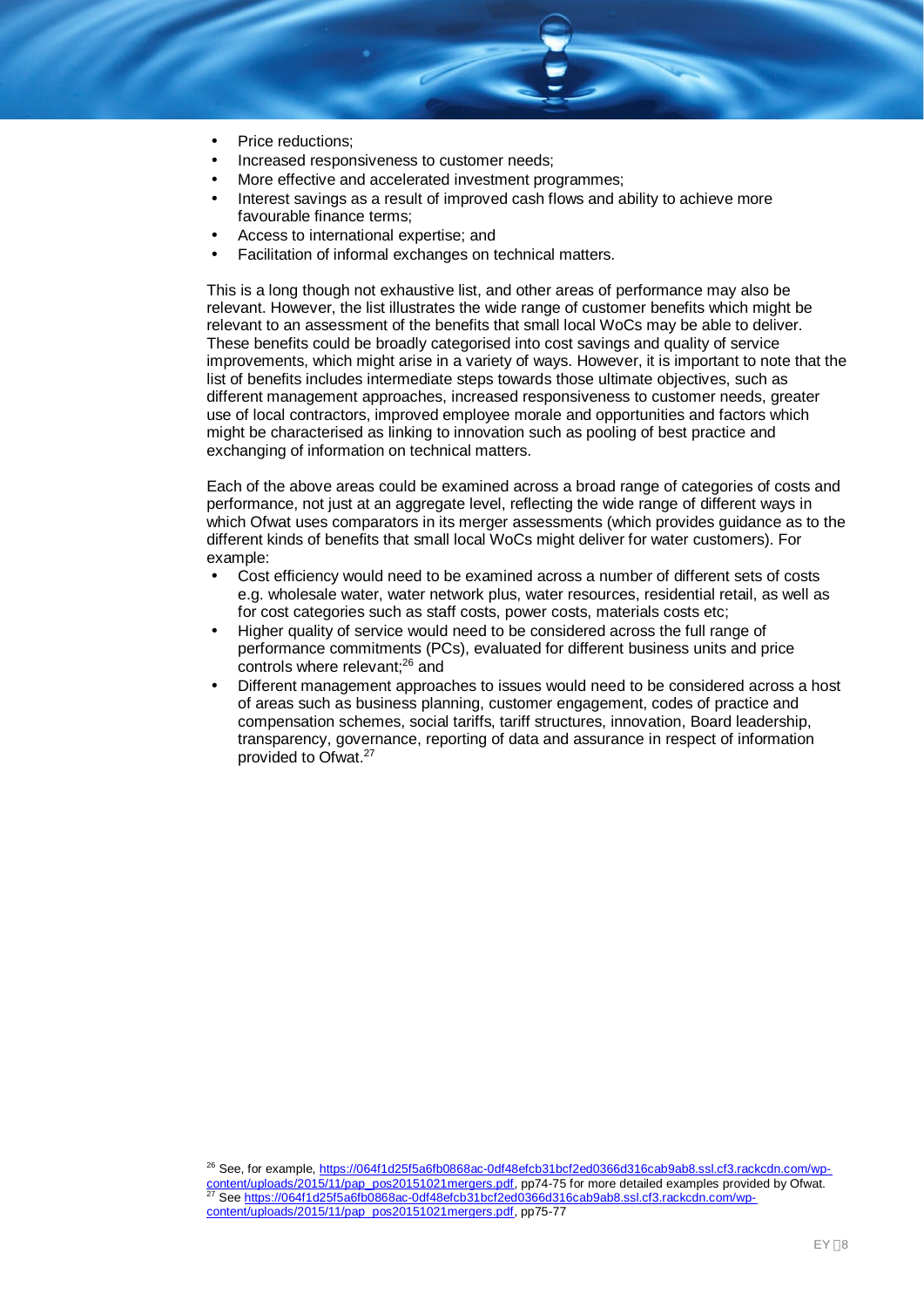- Price reductions;
- Increased responsiveness to customer needs;
- More effective and accelerated investment programmes;
- Interest savings as a result of improved cash flows and ability to achieve more favourable finance terms;
- Access to international expertise; and
- Facilitation of informal exchanges on technical matters.

This is a long though not exhaustive list, and other areas of performance may also be relevant. However, the list illustrates the wide range of customer benefits which might be relevant to an assessment of the benefits that small local WoCs may be able to deliver. These benefits could be broadly categorised into cost savings and quality of service improvements, which might arise in a variety of ways. However, it is important to note that the list of benefits includes intermediate steps towards those ultimate objectives, such as different management approaches, increased responsiveness to customer needs, greater use of local contractors, improved employee morale and opportunities and factors which might be characterised as linking to innovation such as pooling of best practice and exchanging of information on technical matters.

Each of the above areas could be examined across a broad range of categories of costs and performance, not just at an aggregate level, reflecting the wide range of different ways in which Ofwat uses comparators in its merger assessments (which provides guidance as to the different kinds of benefits that small local WoCs might deliver for water customers). For example:

- Cost efficiency would need to be examined across a number of different sets of costs e.g. wholesale water, water network plus, water resources, residential retail, as well as for cost categories such as staff costs, power costs, materials costs etc;
- Higher quality of service would need to be considered across the full range of performance commitments (PCs), evaluated for different business units and price controls where relevant;[26] and
- Different management approaches to issues would need to be considered across a host of areas such as business planning, customer engagement, codes of practice and compensation schemes, social tariffs, tariff structures, innovation, Board leadership, transparency, governance, reporting of data and assurance in respect of information provided to Ofwat.[27]

[26] See, for example, https://064f1d25f5a6fb0868ac-0df48efcb31bcf2ed0366d316cab9ab8.ssl.cf3.rackcdn.com/wp-content/uploads/2015/11/pap_pos20151021mergers.pdf, pp74-75 for more detailed examples provided by Ofwat.

[27] See https://064f1d25f5a6fb0868ac-0df48efcb31bcf2ed0366d316cab9ab8.ssl.cf3.rackcdn.com/wp-content/uploads/2015/11/pap_pos20151021mergers.pdf, pp75-77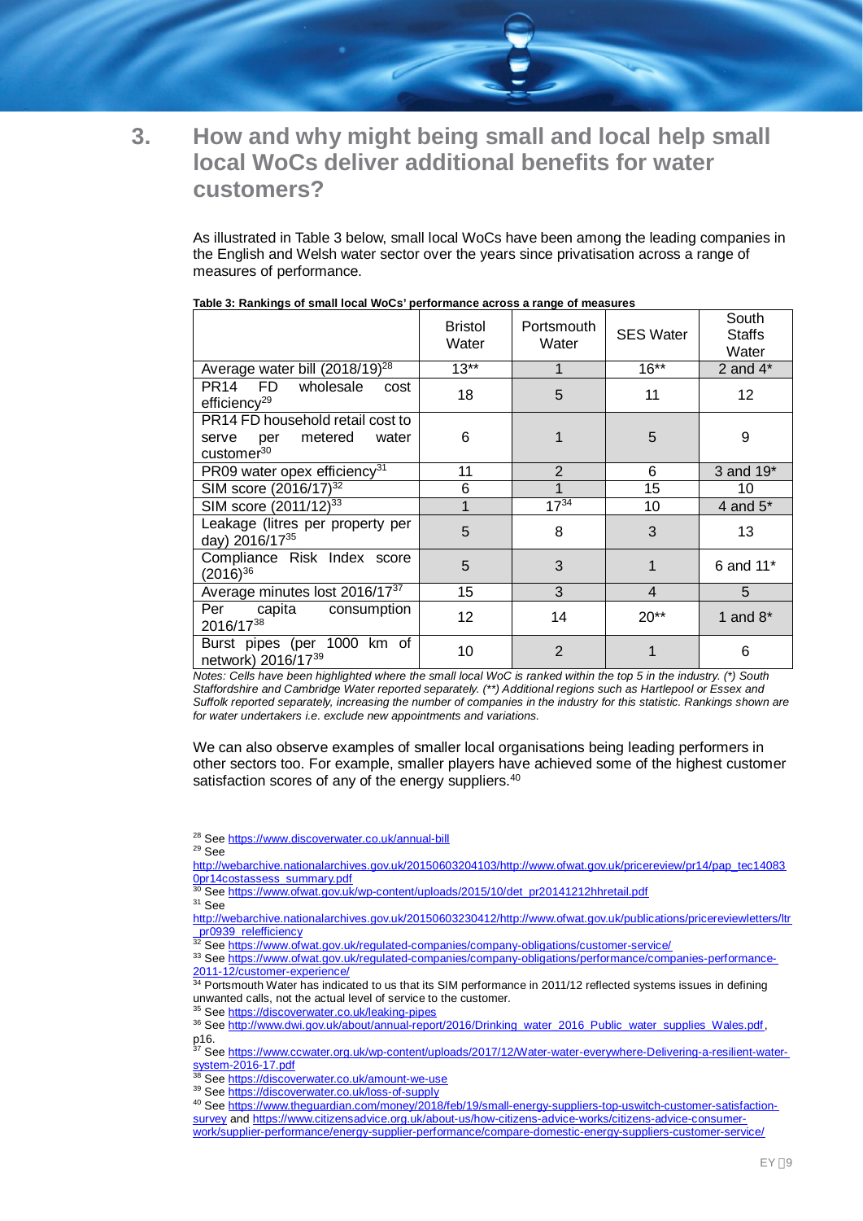## 3. How and why might being small and local help small local WoCs deliver additional benefits for water customers?

As illustrated in Table 3 below, small local WoCs have been among the leading companies in the English and Welsh water sector over the years since privatisation across a range of measures of performance.

**Table 3: Rankings of small local WoCs' performance across a range of measures**

| | Bristol Water | Portsmouth Water | SES Water | South Staffs Water |
|---|---|---|---|---|
| Average water bill (2018/19)[28] | 13** | 1 | 16** | 2 and 4* |
| PR14 FD wholesale cost efficiency[29] | 18 | 5 | 11 | 12 |
| PR14 FD household retail cost to serve per metered water customer[30] | 6 | 1 | 5 | 9 |
| PR09 water opex efficiency[31] | 11 | 2 | 6 | 3 and 19* |
| SIM score (2016/17)[32] | 6 | 1 | 15 | 10 |
| SIM score (2011/12)[33] | 1 | 17[34] | 10 | 4 and 5* |
| Leakage (litres per property per day) 2016/17[35] | 5 | 8 | 3 | 13 |
| Compliance Risk Index score (2016)[36] | 5 | 3 | 1 | 6 and 11* |
| Average minutes lost 2016/17[37] | 15 | 3 | 4 | 5 |
| Per capita consumption 2016/17[38] | 12 | 14 | 20** | 1 and 8* |
| Burst pipes (per 1000 km of network) 2016/17[39] | 10 | 2 | 1 | 6 |

*Notes: Cells have been highlighted where the small local WoC is ranked within the top 5 in the industry. (\*) South Staffordshire and Cambridge Water reported separately. (\*\*) Additional regions such as Hartlepool or Essex and Suffolk reported separately, increasing the number of companies in the industry for this statistic. Rankings shown are for water undertakers i.e. exclude new appointments and variations.*

We can also observe examples of smaller local organisations being leading performers in other sectors too. For example, smaller players have achieved some of the highest customer satisfaction scores of any of the energy suppliers.[40]

---

[28] See https://www.discoverwater.co.uk/annual-bill

[29] See http://webarchive.nationalarchives.gov.uk/20150603204103/http://www.ofwat.gov.uk/pricereview/pr14/pap_tec140830pr14costassess_summary.pdf

[30] See https://www.ofwat.gov.uk/wp-content/uploads/2015/10/det_pr20141212hhretail.pdf

[31] See http://webarchive.nationalarchives.gov.uk/20150603230412/http://www.ofwat.gov.uk/publications/pricereviewletters/ltr_pr0939_relefficiency

[32] See https://www.ofwat.gov.uk/regulated-companies/company-obligations/customer-service/

[33] See https://www.ofwat.gov.uk/regulated-companies/company-obligations/performance/companies-performance-2011-12/customer-experience/

[34] Portsmouth Water has indicated to us that its SIM performance in 2011/12 reflected systems issues in defining unwanted calls, not the actual level of service to the customer.

[35] See https://discoverwater.co.uk/leaking-pipes

[36] See http://www.dwi.gov.uk/about/annual-report/2016/Drinking_water_2016_Public_water_supplies_Wales.pdf, p16.

[37] See https://www.ccwater.org.uk/wp-content/uploads/2017/12/Water-water-everywhere-Delivering-a-resilient-water-system-2016-17.pdf

[38] See https://discoverwater.co.uk/amount-we-use

[39] See https://discoverwater.co.uk/loss-of-supply

[40] See https://www.theguardian.com/money/2018/feb/19/small-energy-suppliers-top-uswitch-customer-satisfaction-survey and https://www.citizensadvice.org.uk/about-us/how-citizens-advice-works/citizens-advice-consumer-work/supplier-performance/energy-supplier-performance/compare-domestic-energy-suppliers-customer-service/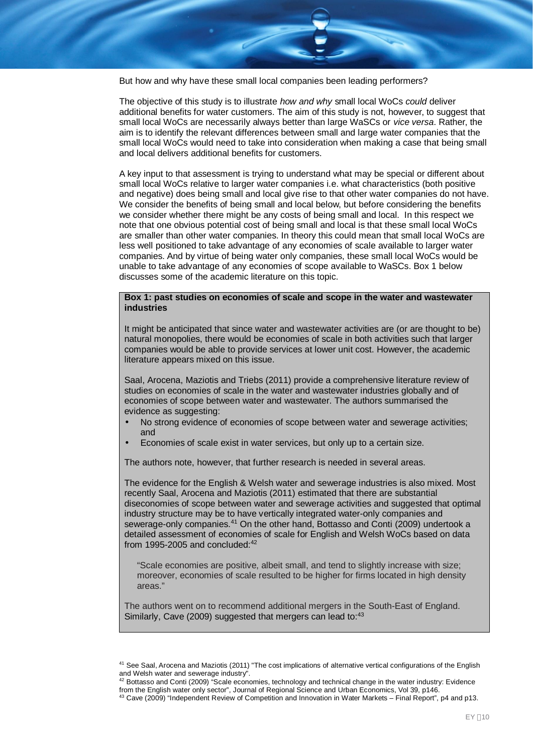But how and why have these small local companies been leading performers?

The objective of this study is to illustrate *how and why* small local WoCs *could* deliver additional benefits for water customers. The aim of this study is not, however, to suggest that small local WoCs are necessarily always better than large WaSCs or *vice versa*. Rather, the aim is to identify the relevant differences between small and large water companies that the small local WoCs would need to take into consideration when making a case that being small and local delivers additional benefits for customers.

A key input to that assessment is trying to understand what may be special or different about small local WoCs relative to larger water companies i.e. what characteristics (both positive and negative) does being small and local give rise to that other water companies do not have. We consider the benefits of being small and local below, but before considering the benefits we consider whether there might be any costs of being small and local. In this respect we note that one obvious potential cost of being small and local is that these small local WoCs are smaller than other water companies. In theory this could mean that small local WoCs are less well positioned to take advantage of any economies of scale available to larger water companies. And by virtue of being water only companies, these small local WoCs would be unable to take advantage of any economies of scope available to WaSCs. Box 1 below discusses some of the academic literature on this topic.

**Box 1: past studies on economies of scale and scope in the water and wastewater industries**

It might be anticipated that since water and wastewater activities are (or are thought to be) natural monopolies, there would be economies of scale in both activities such that larger companies would be able to provide services at lower unit cost. However, the academic literature appears mixed on this issue.

Saal, Arocena, Maziotis and Triebs (2011) provide a comprehensive literature review of studies on economies of scale in the water and wastewater industries globally and of economies of scope between water and wastewater. The authors summarised the evidence as suggesting:

- No strong evidence of economies of scope between water and sewerage activities; and
- Economies of scale exist in water services, but only up to a certain size.

The authors note, however, that further research is needed in several areas.

The evidence for the English & Welsh water and sewerage industries is also mixed. Most recently Saal, Arocena and Maziotis (2011) estimated that there are substantial diseconomies of scope between water and sewerage activities and suggested that optimal industry structure may be to have vertically integrated water-only companies and sewerage-only companies.[41] On the other hand, Bottasso and Conti (2009) undertook a detailed assessment of economies of scale for English and Welsh WoCs based on data from 1995-2005 and concluded:[42]

> "Scale economies are positive, albeit small, and tend to slightly increase with size; moreover, economies of scale resulted to be higher for firms located in high density areas."

The authors went on to recommend additional mergers in the South-East of England. Similarly, Cave (2009) suggested that mergers can lead to:[43]

[41] See Saal, Arocena and Maziotis (2011) "The cost implications of alternative vertical configurations of the English and Welsh water and sewerage industry".

[42] Bottasso and Conti (2009) "Scale economies, technology and technical change in the water industry: Evidence from the English water only sector", Journal of Regional Science and Urban Economics, Vol 39, p146.

[43] Cave (2009) "Independent Review of Competition and Innovation in Water Markets – Final Report", p4 and p13.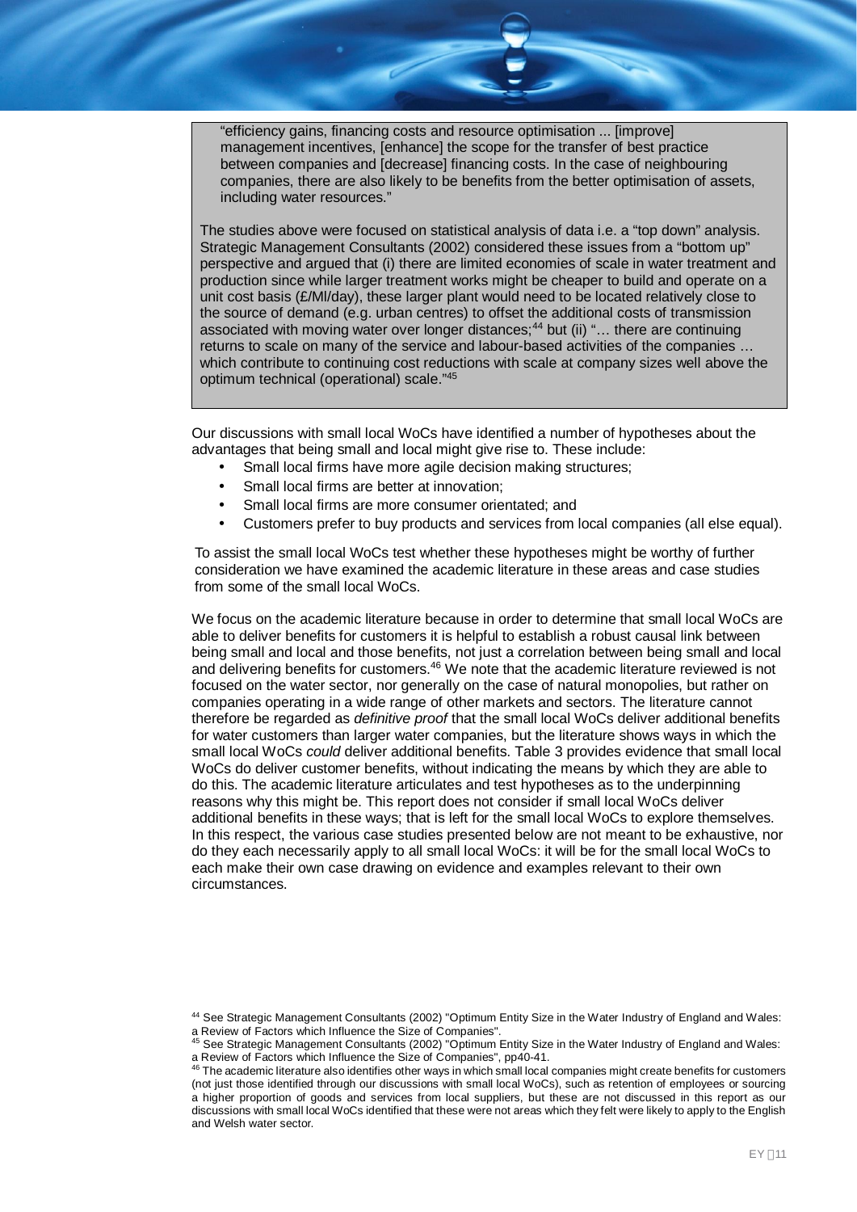"efficiency gains, financing costs and resource optimisation ... [improve] management incentives, [enhance] the scope for the transfer of best practice between companies and [decrease] financing costs. In the case of neighbouring companies, there are also likely to be benefits from the better optimisation of assets, including water resources."

The studies above were focused on statistical analysis of data i.e. a "top down" analysis. Strategic Management Consultants (2002) considered these issues from a "bottom up" perspective and argued that (i) there are limited economies of scale in water treatment and production since while larger treatment works might be cheaper to build and operate on a unit cost basis (£/Ml/day), these larger plant would need to be located relatively close to the source of demand (e.g. urban centres) to offset the additional costs of transmission associated with moving water over longer distances;[44] but (ii) "… there are continuing returns to scale on many of the service and labour-based activities of the companies … which contribute to continuing cost reductions with scale at company sizes well above the optimum technical (operational) scale."[45]

Our discussions with small local WoCs have identified a number of hypotheses about the advantages that being small and local might give rise to. These include:

- Small local firms have more agile decision making structures;
- Small local firms are better at innovation;
- Small local firms are more consumer orientated; and
- Customers prefer to buy products and services from local companies (all else equal).

To assist the small local WoCs test whether these hypotheses might be worthy of further consideration we have examined the academic literature in these areas and case studies from some of the small local WoCs.

We focus on the academic literature because in order to determine that small local WoCs are able to deliver benefits for customers it is helpful to establish a robust causal link between being small and local and those benefits, not just a correlation between being small and local and delivering benefits for customers.[46] We note that the academic literature reviewed is not focused on the water sector, nor generally on the case of natural monopolies, but rather on companies operating in a wide range of other markets and sectors. The literature cannot therefore be regarded as *definitive proof* that the small local WoCs deliver additional benefits for water customers than larger water companies, but the literature shows ways in which the small local WoCs *could* deliver additional benefits. Table 3 provides evidence that small local WoCs do deliver customer benefits, without indicating the means by which they are able to do this. The academic literature articulates and test hypotheses as to the underpinning reasons why this might be. This report does not consider if small local WoCs deliver additional benefits in these ways; that is left for the small local WoCs to explore themselves. In this respect, the various case studies presented below are not meant to be exhaustive, nor do they each necessarily apply to all small local WoCs: it will be for the small local WoCs to each make their own case drawing on evidence and examples relevant to their own circumstances.

[44] See Strategic Management Consultants (2002) "Optimum Entity Size in the Water Industry of England and Wales: a Review of Factors which Influence the Size of Companies".

[45] See Strategic Management Consultants (2002) "Optimum Entity Size in the Water Industry of England and Wales: a Review of Factors which Influence the Size of Companies", pp40-41.

[46] The academic literature also identifies other ways in which small local companies might create benefits for customers (not just those identified through our discussions with small local WoCs), such as retention of employees or sourcing a higher proportion of goods and services from local suppliers, but these are not discussed in this report as our discussions with small local WoCs identified that these were not areas which they felt were likely to apply to the English and Welsh water sector.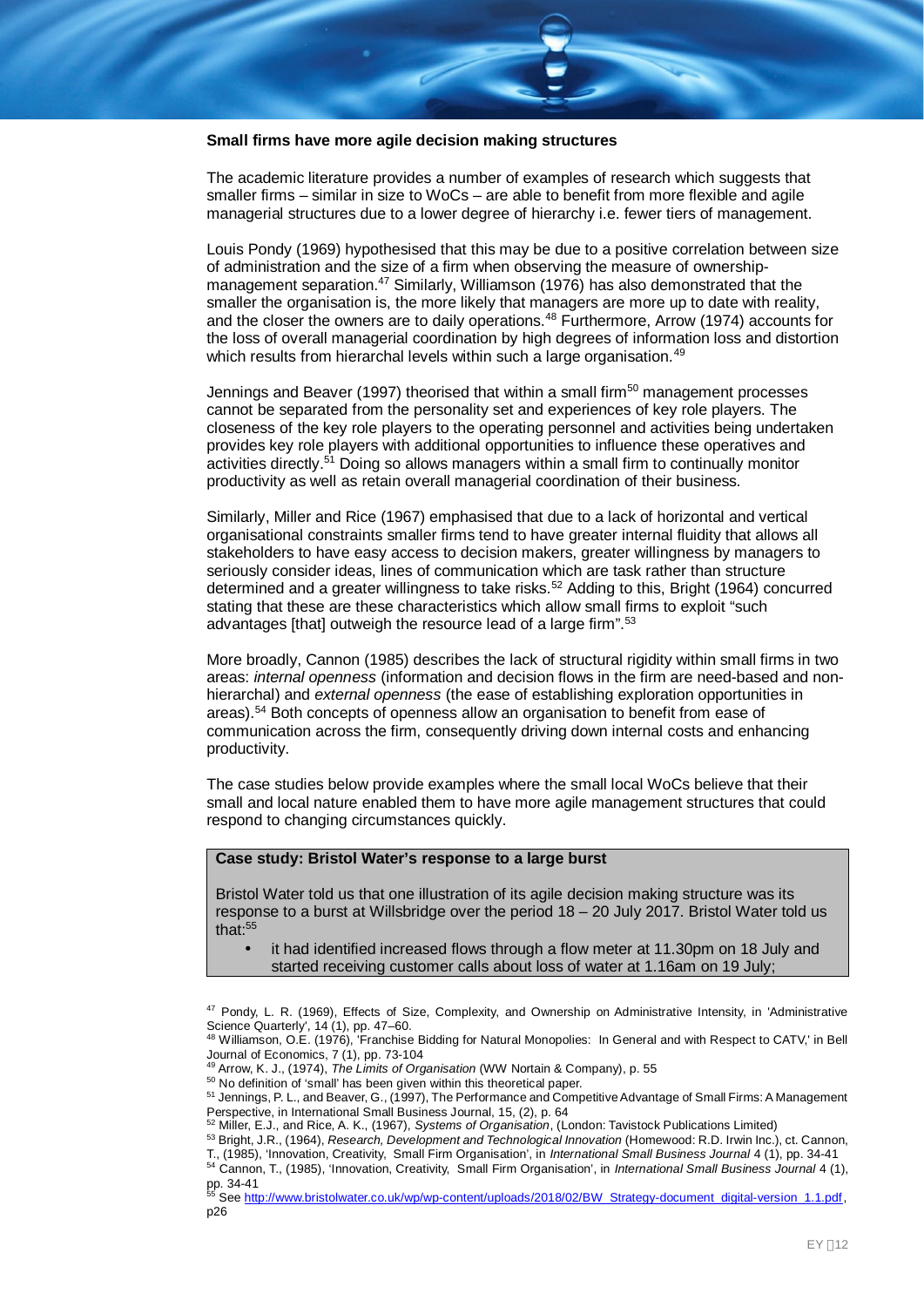**Small firms have more agile decision making structures**

The academic literature provides a number of examples of research which suggests that smaller firms – similar in size to WoCs – are able to benefit from more flexible and agile managerial structures due to a lower degree of hierarchy i.e. fewer tiers of management.

Louis Pondy (1969) hypothesised that this may be due to a positive correlation between size of administration and the size of a firm when observing the measure of ownership-management separation.[47] Similarly, Williamson (1976) has also demonstrated that the smaller the organisation is, the more likely that managers are more up to date with reality, and the closer the owners are to daily operations.[48] Furthermore, Arrow (1974) accounts for the loss of overall managerial coordination by high degrees of information loss and distortion which results from hierarchal levels within such a large organisation.[49]

Jennings and Beaver (1997) theorised that within a small firm[50] management processes cannot be separated from the personality set and experiences of key role players. The closeness of the key role players to the operating personnel and activities being undertaken provides key role players with additional opportunities to influence these operatives and activities directly.[51] Doing so allows managers within a small firm to continually monitor productivity as well as retain overall managerial coordination of their business.

Similarly, Miller and Rice (1967) emphasised that due to a lack of horizontal and vertical organisational constraints smaller firms tend to have greater internal fluidity that allows all stakeholders to have easy access to decision makers, greater willingness by managers to seriously consider ideas, lines of communication which are task rather than structure determined and a greater willingness to take risks.[52] Adding to this, Bright (1964) concurred stating that these are these characteristics which allow small firms to exploit "such advantages [that] outweigh the resource lead of a large firm".[53]

More broadly, Cannon (1985) describes the lack of structural rigidity within small firms in two areas: *internal openness* (information and decision flows in the firm are need-based and non-hierarchal) and *external openness* (the ease of establishing exploration opportunities in areas).[54] Both concepts of openness allow an organisation to benefit from ease of communication across the firm, consequently driving down internal costs and enhancing productivity.

The case studies below provide examples where the small local WoCs believe that their small and local nature enabled them to have more agile management structures that could respond to changing circumstances quickly.

> **Case study: Bristol Water's response to a large burst**
>
> Bristol Water told us that one illustration of its agile decision making structure was its response to a burst at Willsbridge over the period 18 – 20 July 2017. Bristol Water told us that:[55]
>
> - it had identified increased flows through a flow meter at 11.30pm on 18 July and started receiving customer calls about loss of water at 1.16am on 19 July;

[47] Pondy, L. R. (1969), Effects of Size, Complexity, and Ownership on Administrative Intensity, in 'Administrative Science Quarterly', 14 (1), pp. 47–60.

[48] Williamson, O.E. (1976), 'Franchise Bidding for Natural Monopolies: In General and with Respect to CATV,' in Bell Journal of Economics, 7 (1), pp. 73-104

[49] Arrow, K. J., (1974), *The Limits of Organisation* (WW Nortain & Company), p. 55

[50] No definition of 'small' has been given within this theoretical paper.

[51] Jennings, P. L., and Beaver, G., (1997), The Performance and Competitive Advantage of Small Firms: A Management Perspective, in International Small Business Journal, 15, (2), p. 64

[52] Miller, E.J., and Rice, A. K., (1967), *Systems of Organisation*, (London: Tavistock Publications Limited)

[53] Bright, J.R., (1964), *Research, Development and Technological Innovation* (Homewood: R.D. Irwin Inc.), ct. Cannon, T., (1985), 'Innovation, Creativity, Small Firm Organisation', in *International Small Business Journal* 4 (1), pp. 34-41

[54] Cannon, T., (1985), 'Innovation, Creativity, Small Firm Organisation', in *International Small Business Journal* 4 (1), pp. 34-41

[55] See http://www.bristolwater.co.uk/wp/wp-content/uploads/2018/02/BW_Strategy-document_digital-version_1.1.pdf, p26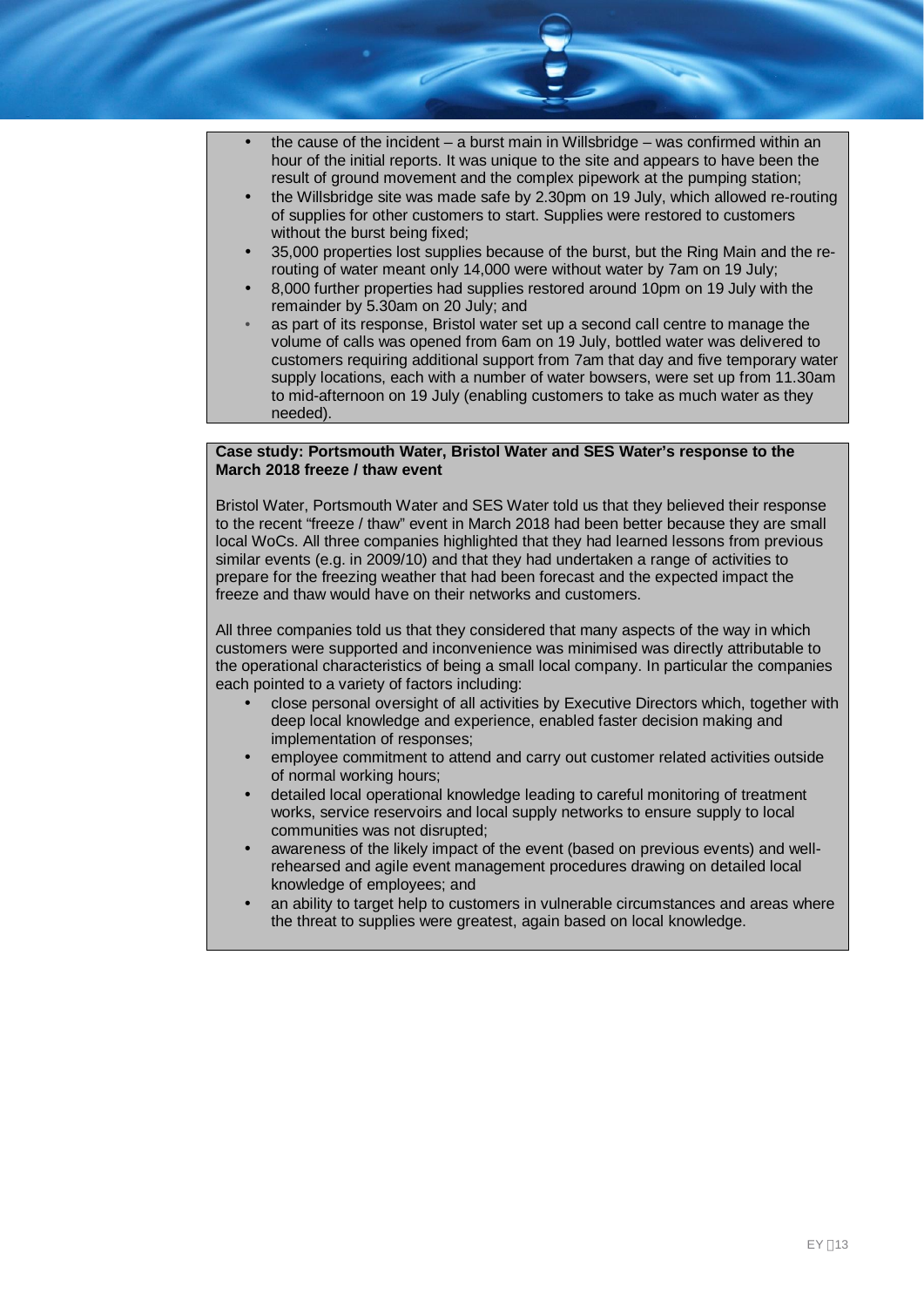- the cause of the incident – a burst main in Willsbridge – was confirmed within an hour of the initial reports. It was unique to the site and appears to have been the result of ground movement and the complex pipework at the pumping station;
- the Willsbridge site was made safe by 2.30pm on 19 July, which allowed re-routing of supplies for other customers to start. Supplies were restored to customers without the burst being fixed;
- 35,000 properties lost supplies because of the burst, but the Ring Main and the re-routing of water meant only 14,000 were without water by 7am on 19 July;
- 8,000 further properties had supplies restored around 10pm on 19 July with the remainder by 5.30am on 20 July; and
- as part of its response, Bristol water set up a second call centre to manage the volume of calls was opened from 6am on 19 July, bottled water was delivered to customers requiring additional support from 7am that day and five temporary water supply locations, each with a number of water bowsers, were set up from 11.30am to mid-afternoon on 19 July (enabling customers to take as much water as they needed).

**Case study: Portsmouth Water, Bristol Water and SES Water's response to the March 2018 freeze / thaw event**

Bristol Water, Portsmouth Water and SES Water told us that they believed their response to the recent "freeze / thaw" event in March 2018 had been better because they are small local WoCs. All three companies highlighted that they had learned lessons from previous similar events (e.g. in 2009/10) and that they had undertaken a range of activities to prepare for the freezing weather that had been forecast and the expected impact the freeze and thaw would have on their networks and customers.

All three companies told us that they considered that many aspects of the way in which customers were supported and inconvenience was minimised was directly attributable to the operational characteristics of being a small local company. In particular the companies each pointed to a variety of factors including:

- close personal oversight of all activities by Executive Directors which, together with deep local knowledge and experience, enabled faster decision making and implementation of responses;
- employee commitment to attend and carry out customer related activities outside of normal working hours;
- detailed local operational knowledge leading to careful monitoring of treatment works, service reservoirs and local supply networks to ensure supply to local communities was not disrupted;
- awareness of the likely impact of the event (based on previous events) and well-rehearsed and agile event management procedures drawing on detailed local knowledge of employees; and
- an ability to target help to customers in vulnerable circumstances and areas where the threat to supplies were greatest, again based on local knowledge.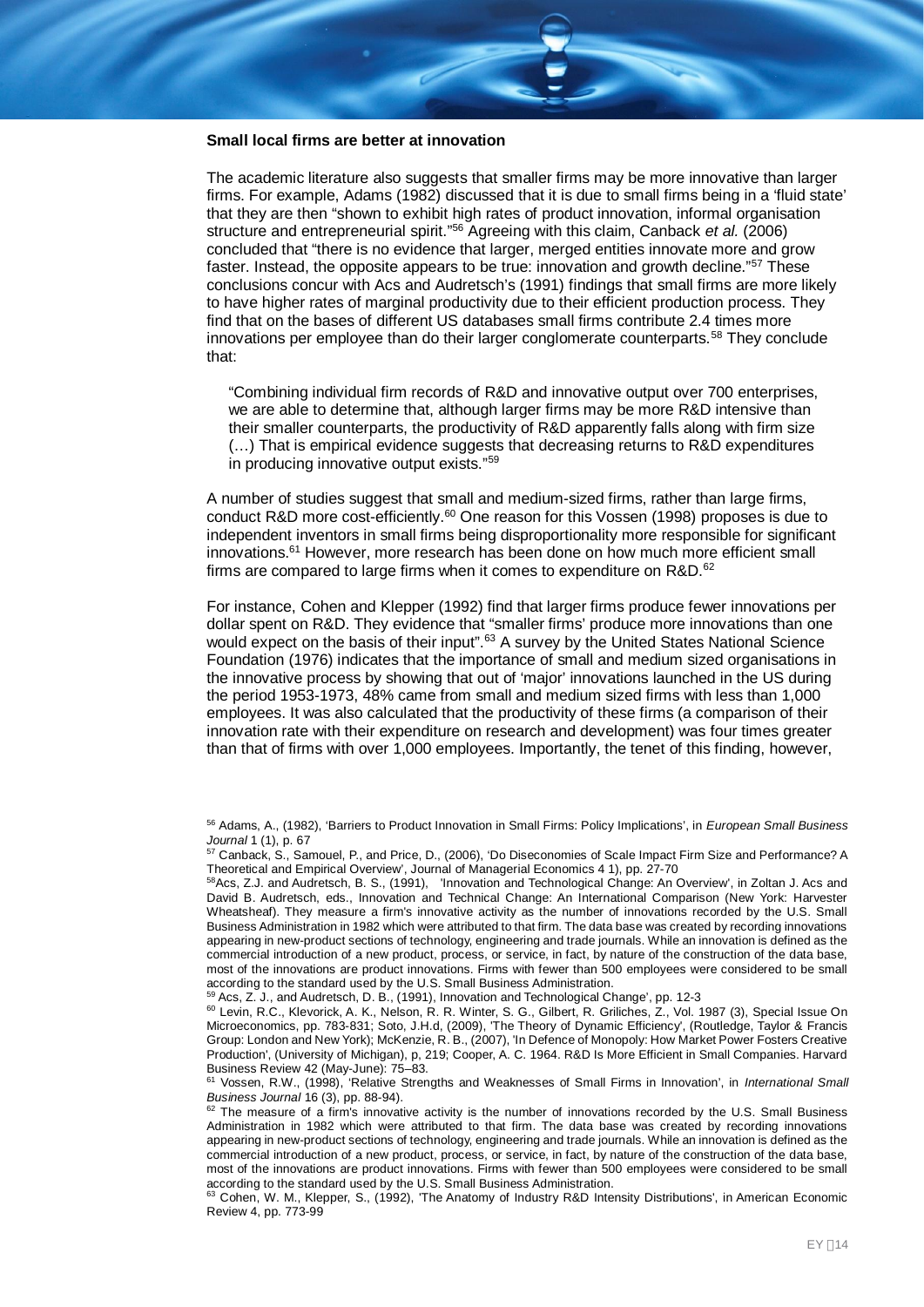**Small local firms are better at innovation**

The academic literature also suggests that smaller firms may be more innovative than larger firms. For example, Adams (1982) discussed that it is due to small firms being in a 'fluid state' that they are then "shown to exhibit high rates of product innovation, informal organisation structure and entrepreneurial spirit."[56] Agreeing with this claim, Canback *et al.* (2006) concluded that "there is no evidence that larger, merged entities innovate more and grow faster. Instead, the opposite appears to be true: innovation and growth decline."[57] These conclusions concur with Acs and Audretsch's (1991) findings that small firms are more likely to have higher rates of marginal productivity due to their efficient production process. They find that on the bases of different US databases small firms contribute 2.4 times more innovations per employee than do their larger conglomerate counterparts.[58] They conclude that:

> "Combining individual firm records of R&D and innovative output over 700 enterprises, we are able to determine that, although larger firms may be more R&D intensive than their smaller counterparts, the productivity of R&D apparently falls along with firm size (…) That is empirical evidence suggests that decreasing returns to R&D expenditures in producing innovative output exists."[59]

A number of studies suggest that small and medium-sized firms, rather than large firms, conduct R&D more cost-efficiently.[60] One reason for this Vossen (1998) proposes is due to independent inventors in small firms being disproportionality more responsible for significant innovations.[61] However, more research has been done on how much more efficient small firms are compared to large firms when it comes to expenditure on R&D.[62]

For instance, Cohen and Klepper (1992) find that larger firms produce fewer innovations per dollar spent on R&D. They evidence that "smaller firms' produce more innovations than one would expect on the basis of their input".[63] A survey by the United States National Science Foundation (1976) indicates that the importance of small and medium sized organisations in the innovative process by showing that out of 'major' innovations launched in the US during the period 1953-1973, 48% came from small and medium sized firms with less than 1,000 employees. It was also calculated that the productivity of these firms (a comparison of their innovation rate with their expenditure on research and development) was four times greater than that of firms with over 1,000 employees. Importantly, the tenet of this finding, however,

---

[56] Adams, A., (1982), 'Barriers to Product Innovation in Small Firms: Policy Implications', in *European Small Business Journal* 1 (1), p. 67

[57] Canback, S., Samouel, P., and Price, D., (2006), 'Do Diseconomies of Scale Impact Firm Size and Performance? A Theoretical and Empirical Overview', Journal of Managerial Economics 4 1), pp. 27-70

[58] Acs, Z.J. and Audretsch, B. S., (1991), 'Innovation and Technological Change: An Overview', in Zoltan J. Acs and David B. Audretsch, eds., Innovation and Technical Change: An International Comparison (New York: Harvester Wheatsheaf). They measure a firm's innovative activity as the number of innovations recorded by the U.S. Small Business Administration in 1982 which were attributed to that firm. The data base was created by recording innovations appearing in new-product sections of technology, engineering and trade journals. While an innovation is defined as the commercial introduction of a new product, process, or service, in fact, by nature of the construction of the data base, most of the innovations are product innovations. Firms with fewer than 500 employees were considered to be small according to the standard used by the U.S. Small Business Administration.

[59] Acs, Z. J., and Audretsch, D. B., (1991), Innovation and Technological Change', pp. 12-3

[60] Levin, R.C., Klevorick, A. K., Nelson, R. R. Winter, S. G., Gilbert, R. Griliches, Z., Vol. 1987 (3), Special Issue On Microeconomics, pp. 783-831; Soto, J.H.d, (2009), 'The Theory of Dynamic Efficiency', (Routledge, Taylor & Francis Group: London and New York); McKenzie, R. B., (2007), 'In Defence of Monopoly: How Market Power Fosters Creative Production', (University of Michigan), p, 219; Cooper, A. C. 1964. R&D Is More Efficient in Small Companies. Harvard Business Review 42 (May-June): 75–83.

[61] Vossen, R.W., (1998), 'Relative Strengths and Weaknesses of Small Firms in Innovation', in *International Small Business Journal* 16 (3), pp. 88-94).

[62] The measure of a firm's innovative activity is the number of innovations recorded by the U.S. Small Business Administration in 1982 which were attributed to that firm. The data base was created by recording innovations appearing in new-product sections of technology, engineering and trade journals. While an innovation is defined as the commercial introduction of a new product, process, or service, in fact, by nature of the construction of the data base, most of the innovations are product innovations. Firms with fewer than 500 employees were considered to be small according to the standard used by the U.S. Small Business Administration.

[63] Cohen, W. M., Klepper, S., (1992), 'The Anatomy of Industry R&D Intensity Distributions', in American Economic Review 4, pp. 773-99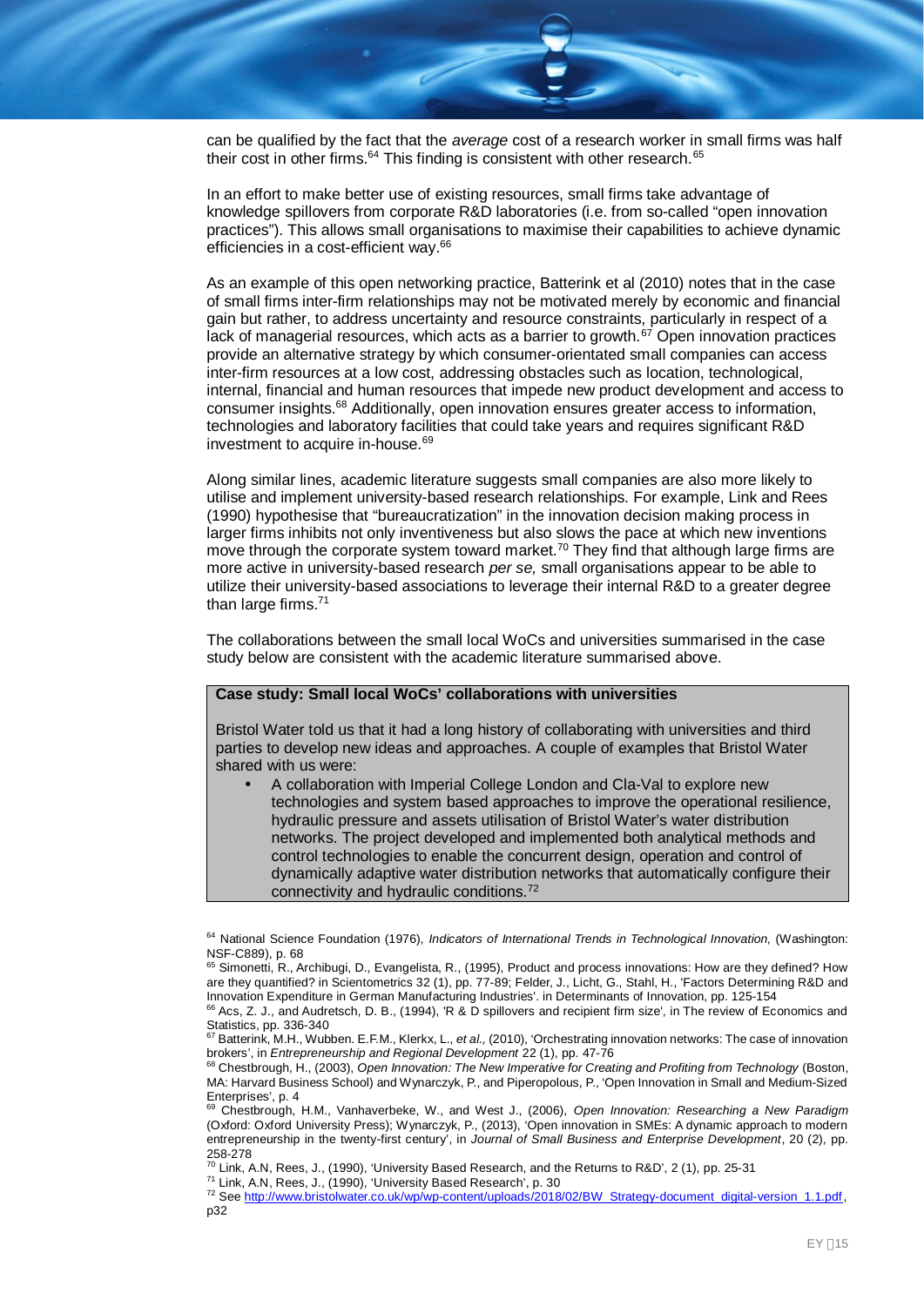can be qualified by the fact that the *average* cost of a research worker in small firms was half their cost in other firms.[64] This finding is consistent with other research.[65]

In an effort to make better use of existing resources, small firms take advantage of knowledge spillovers from corporate R&D laboratories (i.e. from so-called "open innovation practices"). This allows small organisations to maximise their capabilities to achieve dynamic efficiencies in a cost-efficient way.[66]

As an example of this open networking practice, Batterink et al (2010) notes that in the case of small firms inter-firm relationships may not be motivated merely by economic and financial gain but rather, to address uncertainty and resource constraints, particularly in respect of a lack of managerial resources, which acts as a barrier to growth.[67] Open innovation practices provide an alternative strategy by which consumer-orientated small companies can access inter-firm resources at a low cost, addressing obstacles such as location, technological, internal, financial and human resources that impede new product development and access to consumer insights.[68] Additionally, open innovation ensures greater access to information, technologies and laboratory facilities that could take years and requires significant R&D investment to acquire in-house.[69]

Along similar lines, academic literature suggests small companies are also more likely to utilise and implement university-based research relationships. For example, Link and Rees (1990) hypothesise that "bureaucratization" in the innovation decision making process in larger firms inhibits not only inventiveness but also slows the pace at which new inventions move through the corporate system toward market.[70] They find that although large firms are more active in university-based research *per se,* small organisations appear to be able to utilize their university-based associations to leverage their internal R&D to a greater degree than large firms.[71]

The collaborations between the small local WoCs and universities summarised in the case study below are consistent with the academic literature summarised above.

**Case study: Small local WoCs' collaborations with universities**

Bristol Water told us that it had a long history of collaborating with universities and third parties to develop new ideas and approaches. A couple of examples that Bristol Water shared with us were:

- A collaboration with Imperial College London and Cla-Val to explore new technologies and system based approaches to improve the operational resilience, hydraulic pressure and assets utilisation of Bristol Water's water distribution networks. The project developed and implemented both analytical methods and control technologies to enable the concurrent design, operation and control of dynamically adaptive water distribution networks that automatically configure their connectivity and hydraulic conditions.[72]

[64] National Science Foundation (1976), *Indicators of International Trends in Technological Innovation,* (Washington: NSF-C889), p. 68

[65] Simonetti, R., Archibugi, D., Evangelista, R., (1995), Product and process innovations: How are they defined? How are they quantified? in Scientometrics 32 (1), pp. 77-89; Felder, J., Licht, G., Stahl, H., 'Factors Determining R&D and Innovation Expenditure in German Manufacturing Industries'. in Determinants of Innovation, pp. 125-154

[66] Acs, Z. J., and Audretsch, D. B., (1994), 'R & D spillovers and recipient firm size', in The review of Economics and Statistics, pp. 336-340

[67] Batterink, M.H., Wubben. E.F.M., Klerkx, L., *et al.,* (2010), 'Orchestrating innovation networks: The case of innovation brokers', in *Entrepreneurship and Regional Development* 22 (1), pp. 47-76

[68] Chestbrough, H., (2003), *Open Innovation: The New Imperative for Creating and Profiting from Technology* (Boston, MA: Harvard Business School) and Wynarczyk, P., and Piperopolous, P., 'Open Innovation in Small and Medium-Sized Enterprises', p. 4

[69] Chestbrough, H.M., Vanhaverbeke, W., and West J., (2006), *Open Innovation: Researching a New Paradigm* (Oxford: Oxford University Press); Wynarczyk, P., (2013), 'Open innovation in SMEs: A dynamic approach to modern entrepreneurship in the twenty-first century', in *Journal of Small Business and Enterprise Development*, 20 (2), pp. 258-278

[70] Link, A.N, Rees, J., (1990), 'University Based Research, and the Returns to R&D', 2 (1), pp. 25-31

[71] Link, A.N, Rees, J., (1990), 'University Based Research', p. 30

[72] See http://www.bristolwater.co.uk/wp/wp-content/uploads/2018/02/BW_Strategy-document_digital-version_1.1.pdf, p32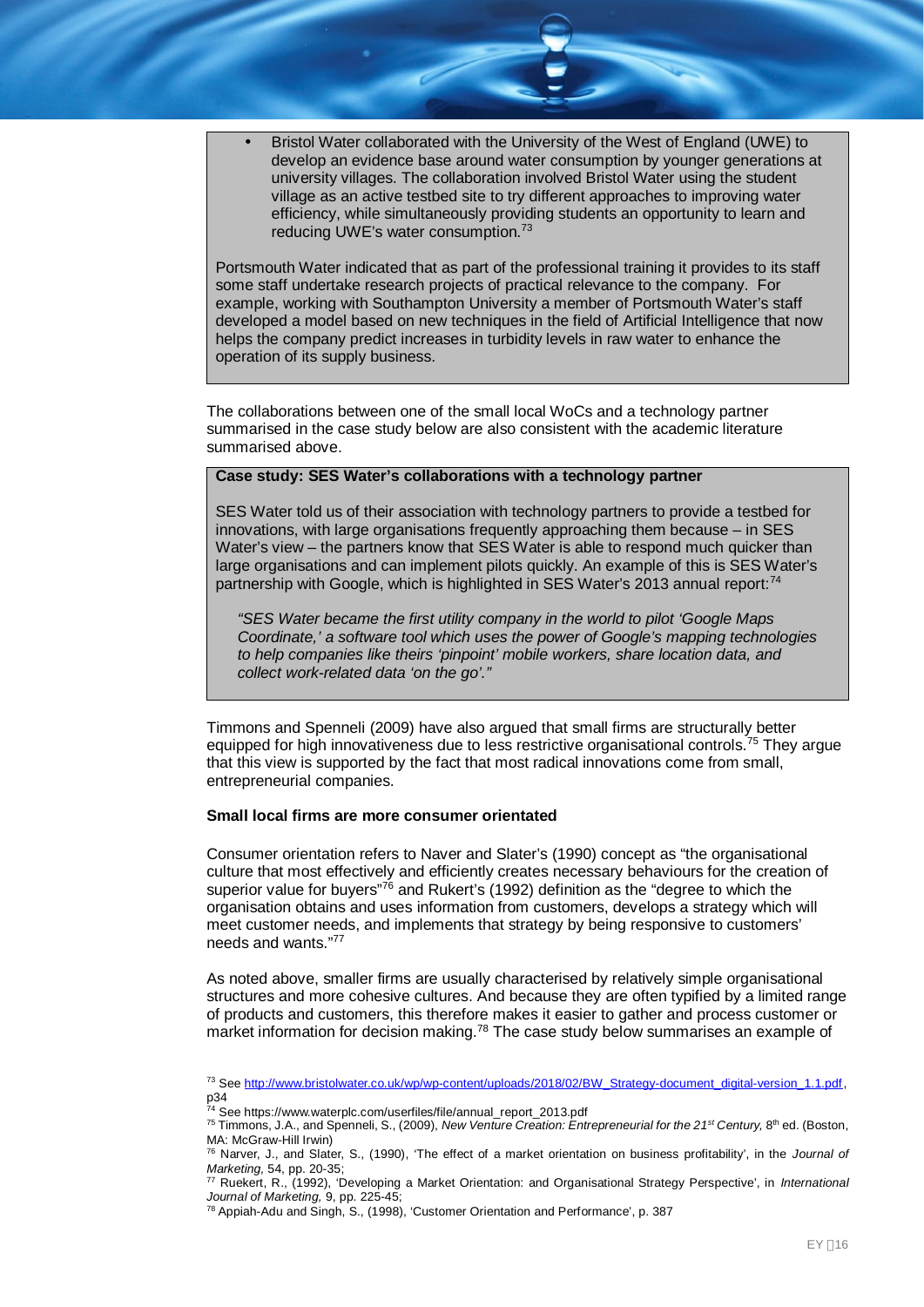- Bristol Water collaborated with the University of the West of England (UWE) to develop an evidence base around water consumption by younger generations at university villages. The collaboration involved Bristol Water using the student village as an active testbed site to try different approaches to improving water efficiency, while simultaneously providing students an opportunity to learn and reducing UWE's water consumption.[73]

Portsmouth Water indicated that as part of the professional training it provides to its staff some staff undertake research projects of practical relevance to the company. For example, working with Southampton University a member of Portsmouth Water's staff developed a model based on new techniques in the field of Artificial Intelligence that now helps the company predict increases in turbidity levels in raw water to enhance the operation of its supply business.

The collaborations between one of the small local WoCs and a technology partner summarised in the case study below are also consistent with the academic literature summarised above.

**Case study: SES Water's collaborations with a technology partner**

SES Water told us of their association with technology partners to provide a testbed for innovations, with large organisations frequently approaching them because – in SES Water's view – the partners know that SES Water is able to respond much quicker than large organisations and can implement pilots quickly. An example of this is SES Water's partnership with Google, which is highlighted in SES Water's 2013 annual report:[74]

> *"SES Water became the first utility company in the world to pilot 'Google Maps Coordinate,' a software tool which uses the power of Google's mapping technologies to help companies like theirs 'pinpoint' mobile workers, share location data, and collect work-related data 'on the go'."*

Timmons and Spenneli (2009) have also argued that small firms are structurally better equipped for high innovativeness due to less restrictive organisational controls.[75] They argue that this view is supported by the fact that most radical innovations come from small, entrepreneurial companies.

**Small local firms are more consumer orientated**

Consumer orientation refers to Naver and Slater's (1990) concept as "the organisational culture that most effectively and efficiently creates necessary behaviours for the creation of superior value for buyers"[76] and Rukert's (1992) definition as the "degree to which the organisation obtains and uses information from customers, develops a strategy which will meet customer needs, and implements that strategy by being responsive to customers' needs and wants."[77]

As noted above, smaller firms are usually characterised by relatively simple organisational structures and more cohesive cultures. And because they are often typified by a limited range of products and customers, this therefore makes it easier to gather and process customer or market information for decision making.[78] The case study below summarises an example of

---

[73] See http://www.bristolwater.co.uk/wp/wp-content/uploads/2018/02/BW_Strategy-document_digital-version_1.1.pdf, p34

[74] See https://www.waterplc.com/userfiles/file/annual_report_2013.pdf

[75] Timmons, J.A., and Spenneli, S., (2009), *New Venture Creation: Entrepreneurial for the 21st Century,* 8th ed. (Boston, MA: McGraw-Hill Irwin)

[76] Narver, J., and Slater, S., (1990), 'The effect of a market orientation on business profitability', in the *Journal of Marketing,* 54, pp. 20-35;

[77] Ruekert, R., (1992), 'Developing a Market Orientation: and Organisational Strategy Perspective', in *International Journal of Marketing,* 9, pp. 225-45;

[78] Appiah-Adu and Singh, S., (1998), 'Customer Orientation and Performance', p. 387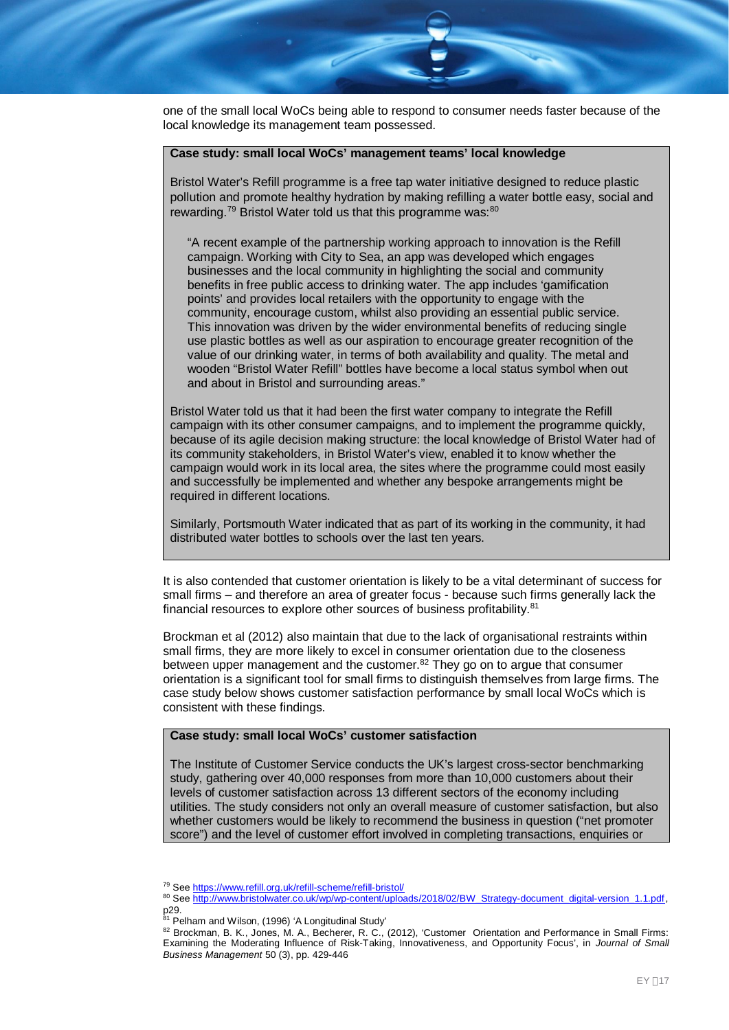one of the small local WoCs being able to respond to consumer needs faster because of the local knowledge its management team possessed.

**Case study: small local WoCs' management teams' local knowledge**

Bristol Water's Refill programme is a free tap water initiative designed to reduce plastic pollution and promote healthy hydration by making refilling a water bottle easy, social and rewarding.[79] Bristol Water told us that this programme was:[80]

> "A recent example of the partnership working approach to innovation is the Refill campaign. Working with City to Sea, an app was developed which engages businesses and the local community in highlighting the social and community benefits in free public access to drinking water. The app includes 'gamification points' and provides local retailers with the opportunity to engage with the community, encourage custom, whilst also providing an essential public service. This innovation was driven by the wider environmental benefits of reducing single use plastic bottles as well as our aspiration to encourage greater recognition of the value of our drinking water, in terms of both availability and quality. The metal and wooden "Bristol Water Refill" bottles have become a local status symbol when out and about in Bristol and surrounding areas."

Bristol Water told us that it had been the first water company to integrate the Refill campaign with its other consumer campaigns, and to implement the programme quickly, because of its agile decision making structure: the local knowledge of Bristol Water had of its community stakeholders, in Bristol Water's view, enabled it to know whether the campaign would work in its local area, the sites where the programme could most easily and successfully be implemented and whether any bespoke arrangements might be required in different locations.

Similarly, Portsmouth Water indicated that as part of its working in the community, it had distributed water bottles to schools over the last ten years.

It is also contended that customer orientation is likely to be a vital determinant of success for small firms – and therefore an area of greater focus - because such firms generally lack the financial resources to explore other sources of business profitability.[81]

Brockman et al (2012) also maintain that due to the lack of organisational restraints within small firms, they are more likely to excel in consumer orientation due to the closeness between upper management and the customer.[82] They go on to argue that consumer orientation is a significant tool for small firms to distinguish themselves from large firms. The case study below shows customer satisfaction performance by small local WoCs which is consistent with these findings.

**Case study: small local WoCs' customer satisfaction**

The Institute of Customer Service conducts the UK's largest cross-sector benchmarking study, gathering over 40,000 responses from more than 10,000 customers about their levels of customer satisfaction across 13 different sectors of the economy including utilities. The study considers not only an overall measure of customer satisfaction, but also whether customers would be likely to recommend the business in question ("net promoter score") and the level of customer effort involved in completing transactions, enquiries or

---

[79] See https://www.refill.org.uk/refill-scheme/refill-bristol/

[80] See http://www.bristolwater.co.uk/wp/wp-content/uploads/2018/02/BW_Strategy-document_digital-version_1.1.pdf, p29.

[81] Pelham and Wilson, (1996) 'A Longitudinal Study'

[82] Brockman, B. K., Jones, M. A., Becherer, R. C., (2012), 'Customer Orientation and Performance in Small Firms: Examining the Moderating Influence of Risk-Taking, Innovativeness, and Opportunity Focus', in *Journal of Small Business Management* 50 (3), pp. 429-446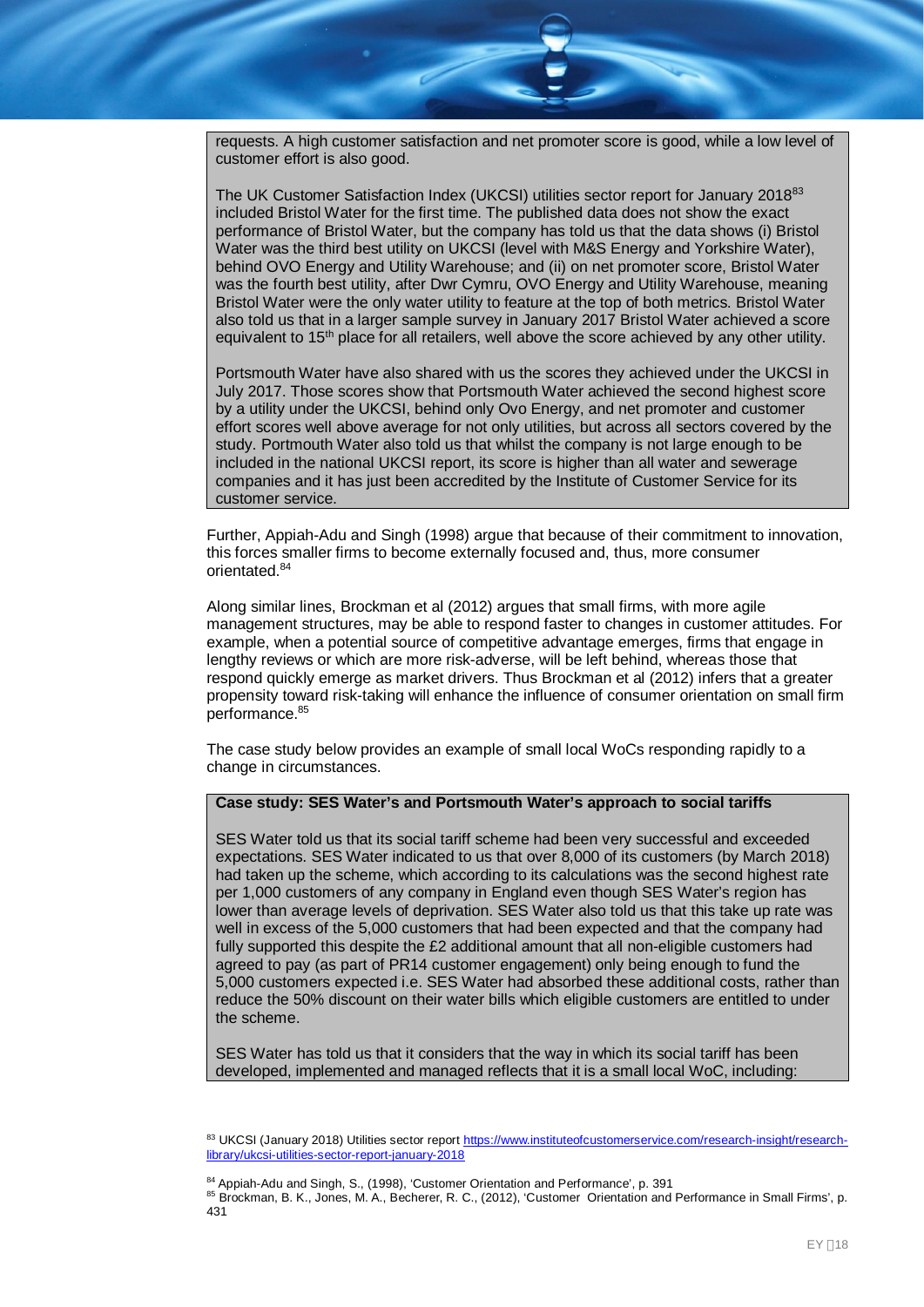requests. A high customer satisfaction and net promoter score is good, while a low level of customer effort is also good.

The UK Customer Satisfaction Index (UKCSI) utilities sector report for January 2018[83] included Bristol Water for the first time. The published data does not show the exact performance of Bristol Water, but the company has told us that the data shows (i) Bristol Water was the third best utility on UKCSI (level with M&S Energy and Yorkshire Water), behind OVO Energy and Utility Warehouse; and (ii) on net promoter score, Bristol Water was the fourth best utility, after Dwr Cymru, OVO Energy and Utility Warehouse, meaning Bristol Water were the only water utility to feature at the top of both metrics. Bristol Water also told us that in a larger sample survey in January 2017 Bristol Water achieved a score equivalent to 15th place for all retailers, well above the score achieved by any other utility.

Portsmouth Water have also shared with us the scores they achieved under the UKCSI in July 2017. Those scores show that Portsmouth Water achieved the second highest score by a utility under the UKCSI, behind only Ovo Energy, and net promoter and customer effort scores well above average for not only utilities, but across all sectors covered by the study. Portmouth Water also told us that whilst the company is not large enough to be included in the national UKCSI report, its score is higher than all water and sewerage companies and it has just been accredited by the Institute of Customer Service for its customer service.

Further, Appiah-Adu and Singh (1998) argue that because of their commitment to innovation, this forces smaller firms to become externally focused and, thus, more consumer orientated.[84]

Along similar lines, Brockman et al (2012) argues that small firms, with more agile management structures, may be able to respond faster to changes in customer attitudes. For example, when a potential source of competitive advantage emerges, firms that engage in lengthy reviews or which are more risk-adverse, will be left behind, whereas those that respond quickly emerge as market drivers. Thus Brockman et al (2012) infers that a greater propensity toward risk-taking will enhance the influence of consumer orientation on small firm performance.[85]

The case study below provides an example of small local WoCs responding rapidly to a change in circumstances.

**Case study: SES Water's and Portsmouth Water's approach to social tariffs**

SES Water told us that its social tariff scheme had been very successful and exceeded expectations. SES Water indicated to us that over 8,000 of its customers (by March 2018) had taken up the scheme, which according to its calculations was the second highest rate per 1,000 customers of any company in England even though SES Water's region has lower than average levels of deprivation. SES Water also told us that this take up rate was well in excess of the 5,000 customers that had been expected and that the company had fully supported this despite the £2 additional amount that all non-eligible customers had agreed to pay (as part of PR14 customer engagement) only being enough to fund the 5,000 customers expected i.e. SES Water had absorbed these additional costs, rather than reduce the 50% discount on their water bills which eligible customers are entitled to under the scheme.

SES Water has told us that it considers that the way in which its social tariff has been developed, implemented and managed reflects that it is a small local WoC, including:

[83] UKCSI (January 2018) Utilities sector report https://www.instituteofcustomerservice.com/research-insight/research-library/ukcsi-utilities-sector-report-january-2018

[84] Appiah-Adu and Singh, S., (1998), 'Customer Orientation and Performance', p. 391

[85] Brockman, B. K., Jones, M. A., Becherer, R. C., (2012), 'Customer Orientation and Performance in Small Firms', p. 431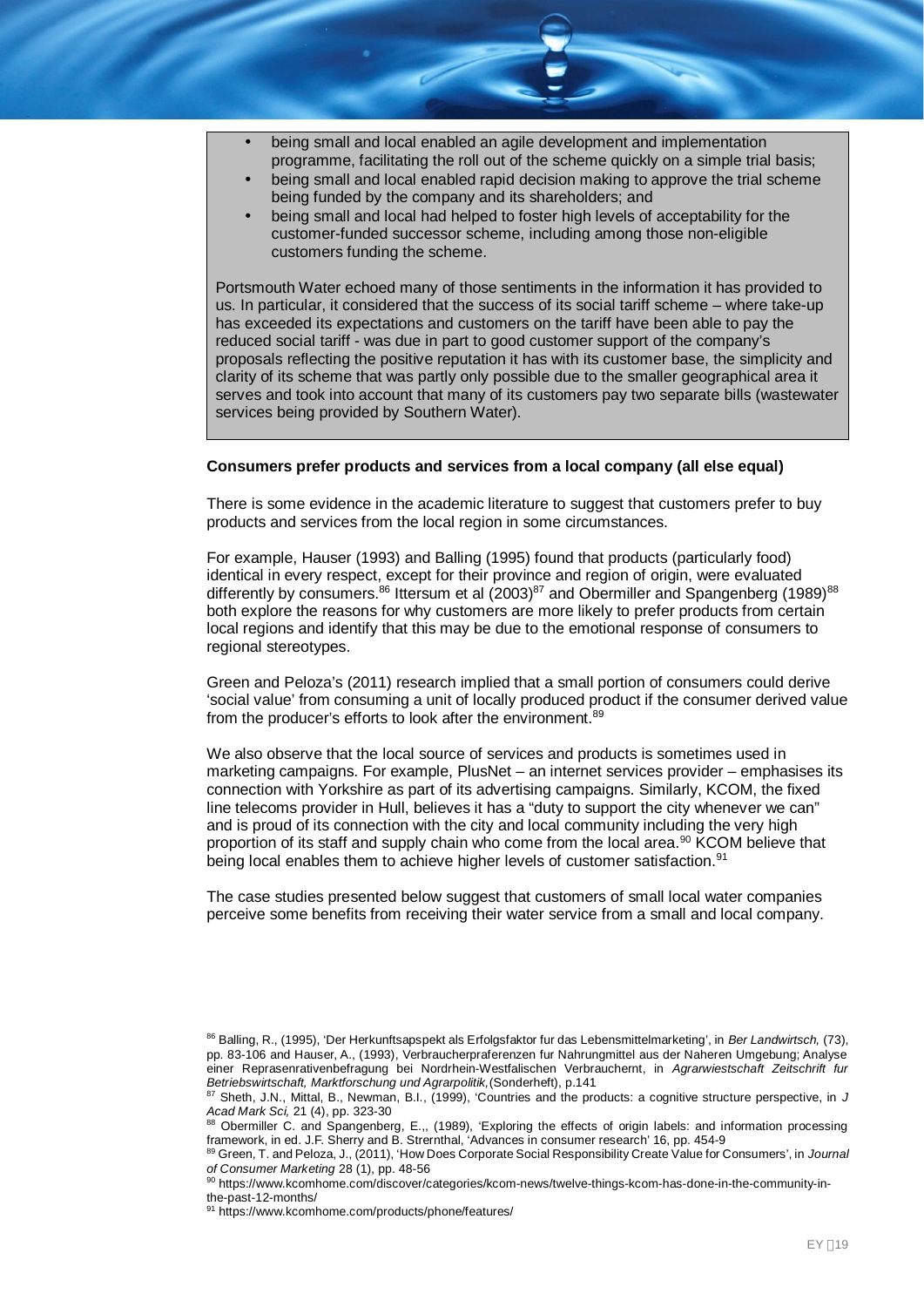- being small and local enabled an agile development and implementation programme, facilitating the roll out of the scheme quickly on a simple trial basis;
- being small and local enabled rapid decision making to approve the trial scheme being funded by the company and its shareholders; and
- being small and local had helped to foster high levels of acceptability for the customer-funded successor scheme, including among those non-eligible customers funding the scheme.

Portsmouth Water echoed many of those sentiments in the information it has provided to us. In particular, it considered that the success of its social tariff scheme – where take-up has exceeded its expectations and customers on the tariff have been able to pay the reduced social tariff - was due in part to good customer support of the company's proposals reflecting the positive reputation it has with its customer base, the simplicity and clarity of its scheme that was partly only possible due to the smaller geographical area it serves and took into account that many of its customers pay two separate bills (wastewater services being provided by Southern Water).

**Consumers prefer products and services from a local company (all else equal)**

There is some evidence in the academic literature to suggest that customers prefer to buy products and services from the local region in some circumstances.

For example, Hauser (1993) and Balling (1995) found that products (particularly food) identical in every respect, except for their province and region of origin, were evaluated differently by consumers.[86] Ittersum et al (2003)[87] and Obermiller and Spangenberg (1989)[88] both explore the reasons for why customers are more likely to prefer products from certain local regions and identify that this may be due to the emotional response of consumers to regional stereotypes.

Green and Peloza's (2011) research implied that a small portion of consumers could derive 'social value' from consuming a unit of locally produced product if the consumer derived value from the producer's efforts to look after the environment.[89]

We also observe that the local source of services and products is sometimes used in marketing campaigns. For example, PlusNet – an internet services provider – emphasises its connection with Yorkshire as part of its advertising campaigns. Similarly, KCOM, the fixed line telecoms provider in Hull, believes it has a "duty to support the city whenever we can" and is proud of its connection with the city and local community including the very high proportion of its staff and supply chain who come from the local area.[90] KCOM believe that being local enables them to achieve higher levels of customer satisfaction.[91]

The case studies presented below suggest that customers of small local water companies perceive some benefits from receiving their water service from a small and local company.

[86] Balling, R., (1995), 'Der Herkunftsapspekt als Erfolgsfaktor fur das Lebensmittelmarketing', in *Ber Landwirtsch,* (73), pp. 83-106 and Hauser, A., (1993), Verbraucherpraferenzen fur Nahrungmittel aus der Naheren Umgebung; Analyse einer Reprasenrativenbefragung bei Nordrhein-Westfalischen Verbrauchernt, in *Agrarwiestschaft Zeitschrift fur Betriebswirtschaft, Marktforschung und Agrarpolitik,*(Sonderheft), p.141

[87] Sheth, J.N., Mittal, B., Newman, B.I., (1999), 'Countries and the products: a cognitive structure perspective, in *J Acad Mark Sci,* 21 (4), pp. 323-30

[88] Obermiller C. and Spangenberg, E.,, (1989), 'Exploring the effects of origin labels: and information processing framework, in ed. J.F. Sherry and B. Strernthal, 'Advances in consumer research' 16, pp. 454-9

[89] Green, T. and Peloza, J., (2011), 'How Does Corporate Social Responsibility Create Value for Consumers', in *Journal of Consumer Marketing* 28 (1), pp. 48-56

[90] https://www.kcomhome.com/discover/categories/kcom-news/twelve-things-kcom-has-done-in-the-community-in-the-past-12-months/

[91] https://www.kcomhome.com/products/phone/features/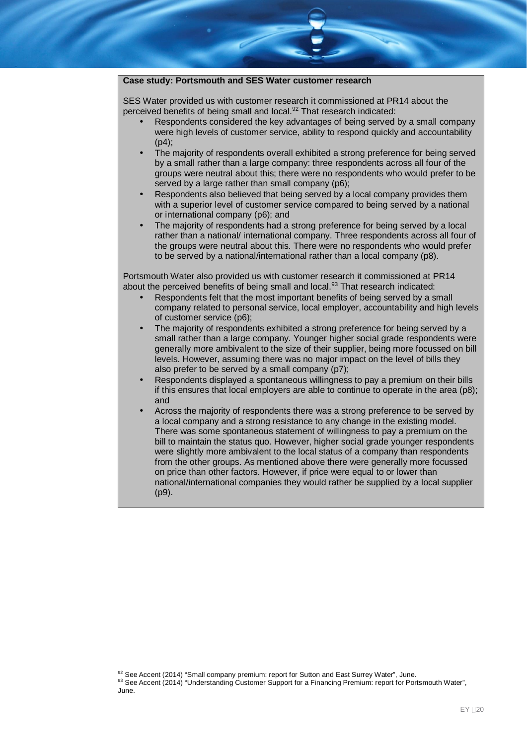**Case study: Portsmouth and SES Water customer research**

SES Water provided us with customer research it commissioned at PR14 about the perceived benefits of being small and local.[92] That research indicated:

- Respondents considered the key advantages of being served by a small company were high levels of customer service, ability to respond quickly and accountability (p4);
- The majority of respondents overall exhibited a strong preference for being served by a small rather than a large company: three respondents across all four of the groups were neutral about this; there were no respondents who would prefer to be served by a large rather than small company (p6);
- Respondents also believed that being served by a local company provides them with a superior level of customer service compared to being served by a national or international company (p6); and
- The majority of respondents had a strong preference for being served by a local rather than a national/ international company. Three respondents across all four of the groups were neutral about this. There were no respondents who would prefer to be served by a national/international rather than a local company (p8).

Portsmouth Water also provided us with customer research it commissioned at PR14 about the perceived benefits of being small and local.[93] That research indicated:

- Respondents felt that the most important benefits of being served by a small company related to personal service, local employer, accountability and high levels of customer service (p6);
- The majority of respondents exhibited a strong preference for being served by a small rather than a large company. Younger higher social grade respondents were generally more ambivalent to the size of their supplier, being more focussed on bill levels. However, assuming there was no major impact on the level of bills they also prefer to be served by a small company (p7);
- Respondents displayed a spontaneous willingness to pay a premium on their bills if this ensures that local employers are able to continue to operate in the area (p8); and
- Across the majority of respondents there was a strong preference to be served by a local company and a strong resistance to any change in the existing model. There was some spontaneous statement of willingness to pay a premium on the bill to maintain the status quo. However, higher social grade younger respondents were slightly more ambivalent to the local status of a company than respondents from the other groups. As mentioned above there were generally more focussed on price than other factors. However, if price were equal to or lower than national/international companies they would rather be supplied by a local supplier (p9).

[92] See Accent (2014) "Small company premium: report for Sutton and East Surrey Water", June.

[93] See Accent (2014) "Understanding Customer Support for a Financing Premium: report for Portsmouth Water", June.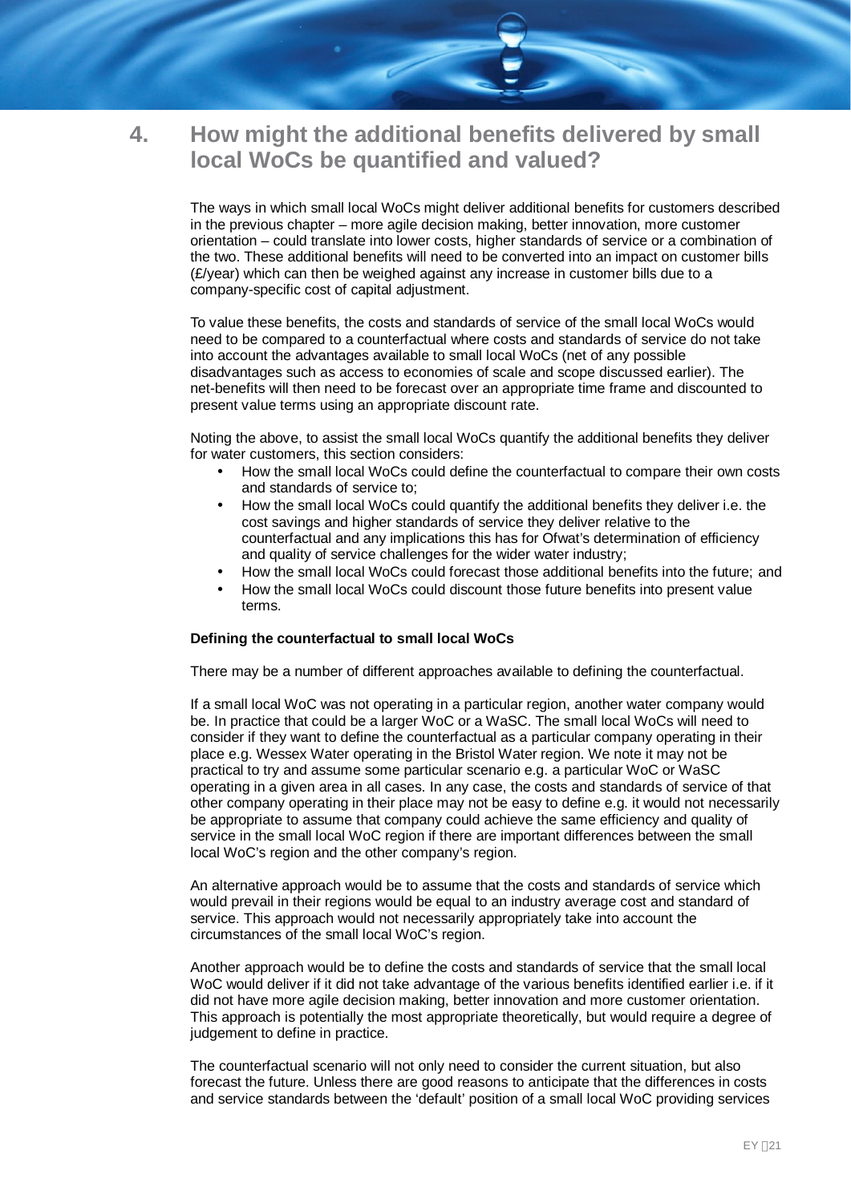# 4. How might the additional benefits delivered by small local WoCs be quantified and valued?

The ways in which small local WoCs might deliver additional benefits for customers described in the previous chapter – more agile decision making, better innovation, more customer orientation – could translate into lower costs, higher standards of service or a combination of the two. These additional benefits will need to be converted into an impact on customer bills (£/year) which can then be weighed against any increase in customer bills due to a company-specific cost of capital adjustment.

To value these benefits, the costs and standards of service of the small local WoCs would need to be compared to a counterfactual where costs and standards of service do not take into account the advantages available to small local WoCs (net of any possible disadvantages such as access to economies of scale and scope discussed earlier). The net-benefits will then need to be forecast over an appropriate time frame and discounted to present value terms using an appropriate discount rate.

Noting the above, to assist the small local WoCs quantify the additional benefits they deliver for water customers, this section considers:

- How the small local WoCs could define the counterfactual to compare their own costs and standards of service to;
- How the small local WoCs could quantify the additional benefits they deliver i.e. the cost savings and higher standards of service they deliver relative to the counterfactual and any implications this has for Ofwat's determination of efficiency and quality of service challenges for the wider water industry;
- How the small local WoCs could forecast those additional benefits into the future; and
- How the small local WoCs could discount those future benefits into present value terms.

**Defining the counterfactual to small local WoCs**

There may be a number of different approaches available to defining the counterfactual.

If a small local WoC was not operating in a particular region, another water company would be. In practice that could be a larger WoC or a WaSC. The small local WoCs will need to consider if they want to define the counterfactual as a particular company operating in their place e.g. Wessex Water operating in the Bristol Water region. We note it may not be practical to try and assume some particular scenario e.g. a particular WoC or WaSC operating in a given area in all cases. In any case, the costs and standards of service of that other company operating in their place may not be easy to define e.g. it would not necessarily be appropriate to assume that company could achieve the same efficiency and quality of service in the small local WoC region if there are important differences between the small local WoC's region and the other company's region.

An alternative approach would be to assume that the costs and standards of service which would prevail in their regions would be equal to an industry average cost and standard of service. This approach would not necessarily appropriately take into account the circumstances of the small local WoC's region.

Another approach would be to define the costs and standards of service that the small local WoC would deliver if it did not take advantage of the various benefits identified earlier i.e. if it did not have more agile decision making, better innovation and more customer orientation. This approach is potentially the most appropriate theoretically, but would require a degree of judgement to define in practice.

The counterfactual scenario will not only need to consider the current situation, but also forecast the future. Unless there are good reasons to anticipate that the differences in costs and service standards between the 'default' position of a small local WoC providing services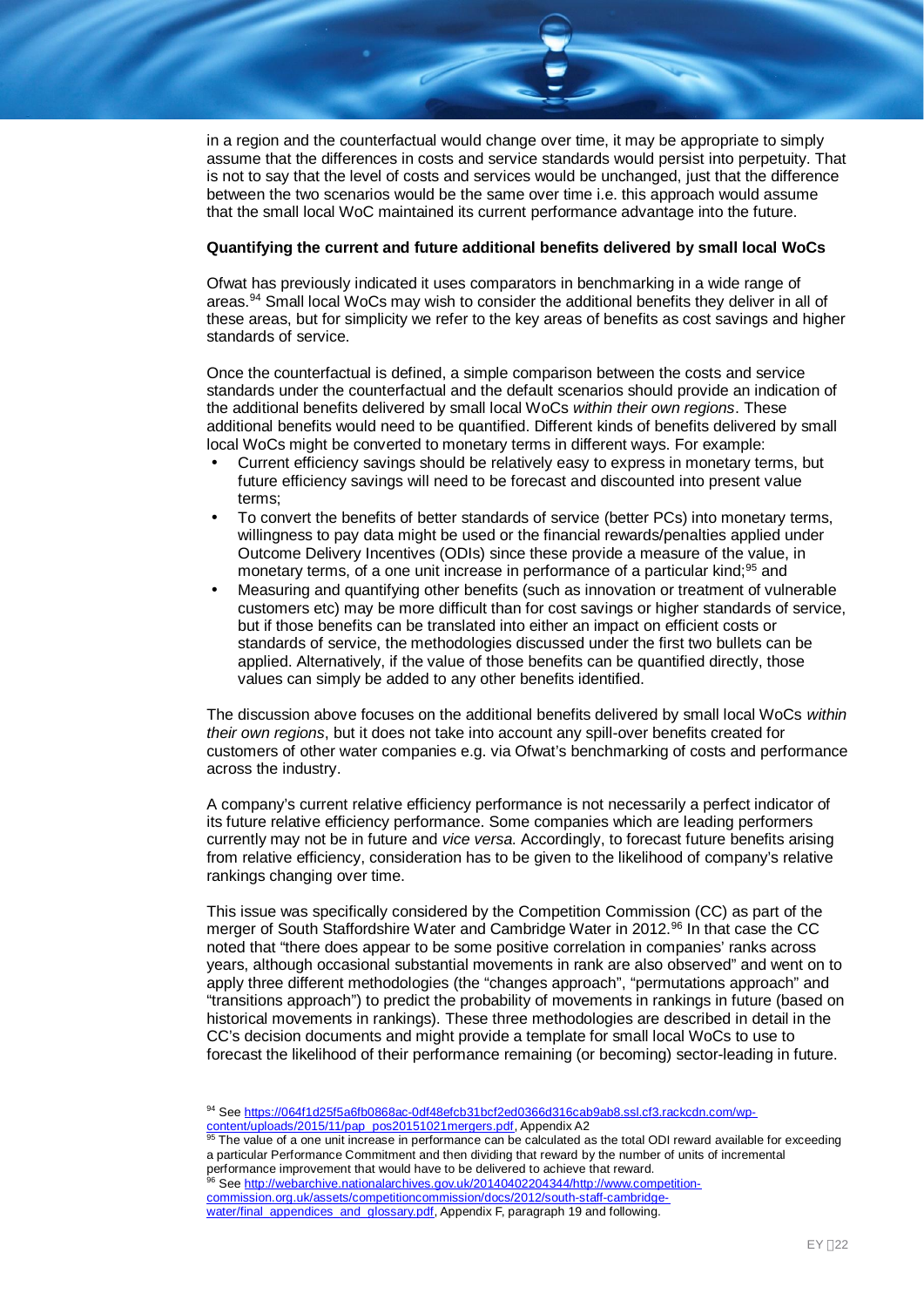in a region and the counterfactual would change over time, it may be appropriate to simply assume that the differences in costs and service standards would persist into perpetuity. That is not to say that the level of costs and services would be unchanged, just that the difference between the two scenarios would be the same over time i.e. this approach would assume that the small local WoC maintained its current performance advantage into the future.

**Quantifying the current and future additional benefits delivered by small local WoCs**

Ofwat has previously indicated it uses comparators in benchmarking in a wide range of areas.[94] Small local WoCs may wish to consider the additional benefits they deliver in all of these areas, but for simplicity we refer to the key areas of benefits as cost savings and higher standards of service.

Once the counterfactual is defined, a simple comparison between the costs and service standards under the counterfactual and the default scenarios should provide an indication of the additional benefits delivered by small local WoCs *within their own regions*. These additional benefits would need to be quantified. Different kinds of benefits delivered by small local WoCs might be converted to monetary terms in different ways. For example:

- Current efficiency savings should be relatively easy to express in monetary terms, but future efficiency savings will need to be forecast and discounted into present value terms;
- To convert the benefits of better standards of service (better PCs) into monetary terms, willingness to pay data might be used or the financial rewards/penalties applied under Outcome Delivery Incentives (ODIs) since these provide a measure of the value, in monetary terms, of a one unit increase in performance of a particular kind;[95] and
- Measuring and quantifying other benefits (such as innovation or treatment of vulnerable customers etc) may be more difficult than for cost savings or higher standards of service, but if those benefits can be translated into either an impact on efficient costs or standards of service, the methodologies discussed under the first two bullets can be applied. Alternatively, if the value of those benefits can be quantified directly, those values can simply be added to any other benefits identified.

The discussion above focuses on the additional benefits delivered by small local WoCs *within their own regions*, but it does not take into account any spill-over benefits created for customers of other water companies e.g. via Ofwat's benchmarking of costs and performance across the industry.

A company's current relative efficiency performance is not necessarily a perfect indicator of its future relative efficiency performance. Some companies which are leading performers currently may not be in future and *vice versa*. Accordingly, to forecast future benefits arising from relative efficiency, consideration has to be given to the likelihood of company's relative rankings changing over time.

This issue was specifically considered by the Competition Commission (CC) as part of the merger of South Staffordshire Water and Cambridge Water in 2012.[96] In that case the CC noted that "there does appear to be some positive correlation in companies' ranks across years, although occasional substantial movements in rank are also observed" and went on to apply three different methodologies (the "changes approach", "permutations approach" and "transitions approach") to predict the probability of movements in rankings in future (based on historical movements in rankings). These three methodologies are described in detail in the CC's decision documents and might provide a template for small local WoCs to use to forecast the likelihood of their performance remaining (or becoming) sector-leading in future.

---

[94] See https://064f1d25f5a6fb0868ac-0df48efcb31bcf2ed0366d316cab9ab8.ssl.cf3.rackcdn.com/wp-content/uploads/2015/11/pap_pos20151021mergers.pdf, Appendix A2

[95] The value of a one unit increase in performance can be calculated as the total ODI reward available for exceeding a particular Performance Commitment and then dividing that reward by the number of units of incremental performance improvement that would have to be delivered to achieve that reward.

[96] See http://webarchive.nationalarchives.gov.uk/20140402204344/http://www.competition-commission.org.uk/assets/competitioncommission/docs/2012/south-staff-cambridge-water/final_appendices_and_glossary.pdf, Appendix F, paragraph 19 and following.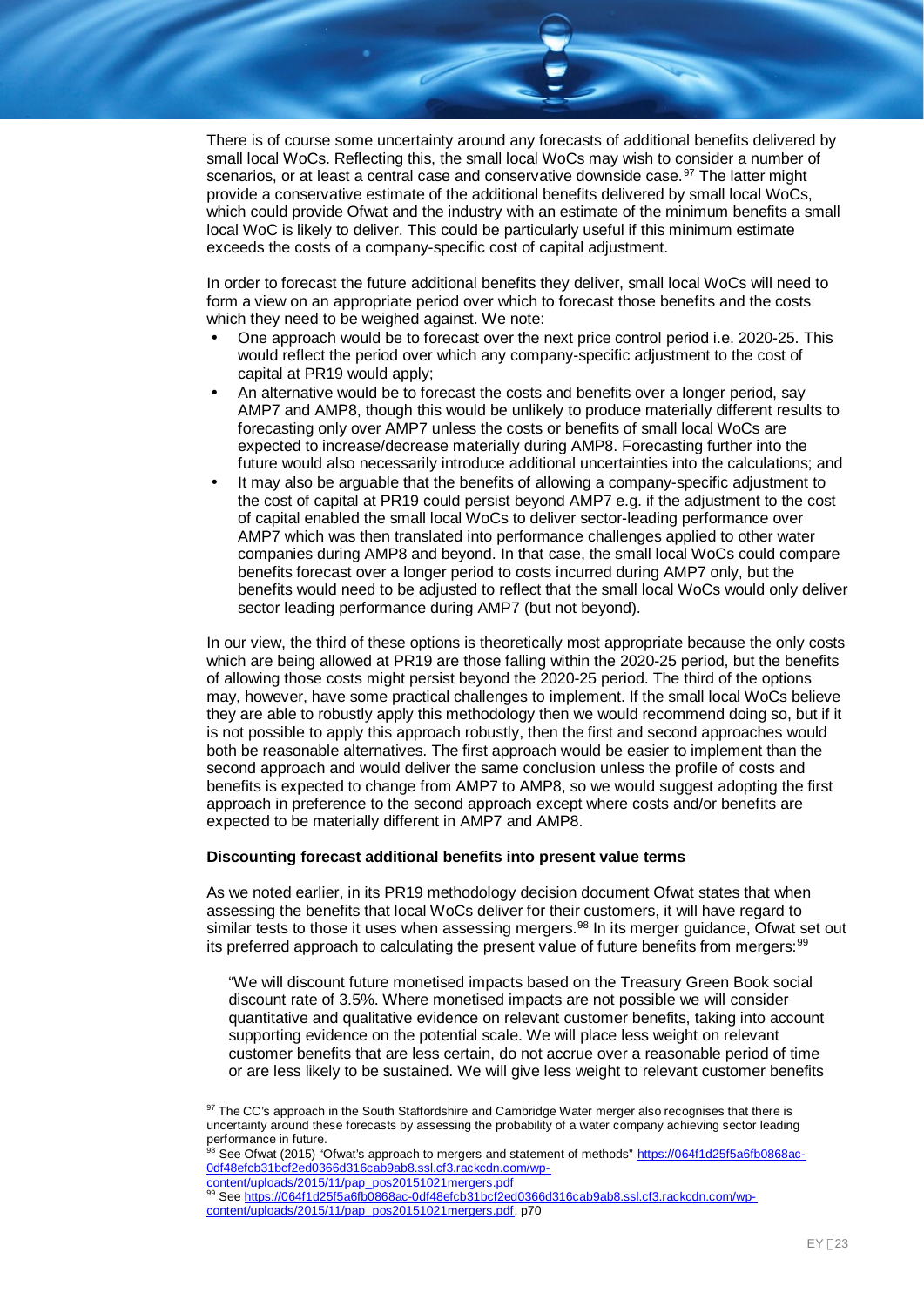There is of course some uncertainty around any forecasts of additional benefits delivered by small local WoCs. Reflecting this, the small local WoCs may wish to consider a number of scenarios, or at least a central case and conservative downside case.[97] The latter might provide a conservative estimate of the additional benefits delivered by small local WoCs, which could provide Ofwat and the industry with an estimate of the minimum benefits a small local WoC is likely to deliver. This could be particularly useful if this minimum estimate exceeds the costs of a company-specific cost of capital adjustment.

In order to forecast the future additional benefits they deliver, small local WoCs will need to form a view on an appropriate period over which to forecast those benefits and the costs which they need to be weighed against. We note:

- One approach would be to forecast over the next price control period i.e. 2020-25. This would reflect the period over which any company-specific adjustment to the cost of capital at PR19 would apply;
- An alternative would be to forecast the costs and benefits over a longer period, say AMP7 and AMP8, though this would be unlikely to produce materially different results to forecasting only over AMP7 unless the costs or benefits of small local WoCs are expected to increase/decrease materially during AMP8. Forecasting further into the future would also necessarily introduce additional uncertainties into the calculations; and
- It may also be arguable that the benefits of allowing a company-specific adjustment to the cost of capital at PR19 could persist beyond AMP7 e.g. if the adjustment to the cost of capital enabled the small local WoCs to deliver sector-leading performance over AMP7 which was then translated into performance challenges applied to other water companies during AMP8 and beyond. In that case, the small local WoCs could compare benefits forecast over a longer period to costs incurred during AMP7 only, but the benefits would need to be adjusted to reflect that the small local WoCs would only deliver sector leading performance during AMP7 (but not beyond).

In our view, the third of these options is theoretically most appropriate because the only costs which are being allowed at PR19 are those falling within the 2020-25 period, but the benefits of allowing those costs might persist beyond the 2020-25 period. The third of the options may, however, have some practical challenges to implement. If the small local WoCs believe they are able to robustly apply this methodology then we would recommend doing so, but if it is not possible to apply this approach robustly, then the first and second approaches would both be reasonable alternatives. The first approach would be easier to implement than the second approach and would deliver the same conclusion unless the profile of costs and benefits is expected to change from AMP7 to AMP8, so we would suggest adopting the first approach in preference to the second approach except where costs and/or benefits are expected to be materially different in AMP7 and AMP8.

**Discounting forecast additional benefits into present value terms**

As we noted earlier, in its PR19 methodology decision document Ofwat states that when assessing the benefits that local WoCs deliver for their customers, it will have regard to similar tests to those it uses when assessing mergers.[98] In its merger guidance, Ofwat set out its preferred approach to calculating the present value of future benefits from mergers:[99]

> "We will discount future monetised impacts based on the Treasury Green Book social discount rate of 3.5%. Where monetised impacts are not possible we will consider quantitative and qualitative evidence on relevant customer benefits, taking into account supporting evidence on the potential scale. We will place less weight on relevant customer benefits that are less certain, do not accrue over a reasonable period of time or are less likely to be sustained. We will give less weight to relevant customer benefits

[97] The CC's approach in the South Staffordshire and Cambridge Water merger also recognises that there is uncertainty around these forecasts by assessing the probability of a water company achieving sector leading performance in future.

[98] See Ofwat (2015) "Ofwat's approach to mergers and statement of methods" https://064f1d25f5a6fb0868ac-0df48efcb31bcf2ed0366d316cab9ab8.ssl.cf3.rackcdn.com/wp-content/uploads/2015/11/pap_pos20151021mergers.pdf

[99] See https://064f1d25f5a6fb0868ac-0df48efcb31bcf2ed0366d316cab9ab8.ssl.cf3.rackcdn.com/wp-content/uploads/2015/11/pap_pos20151021mergers.pdf, p70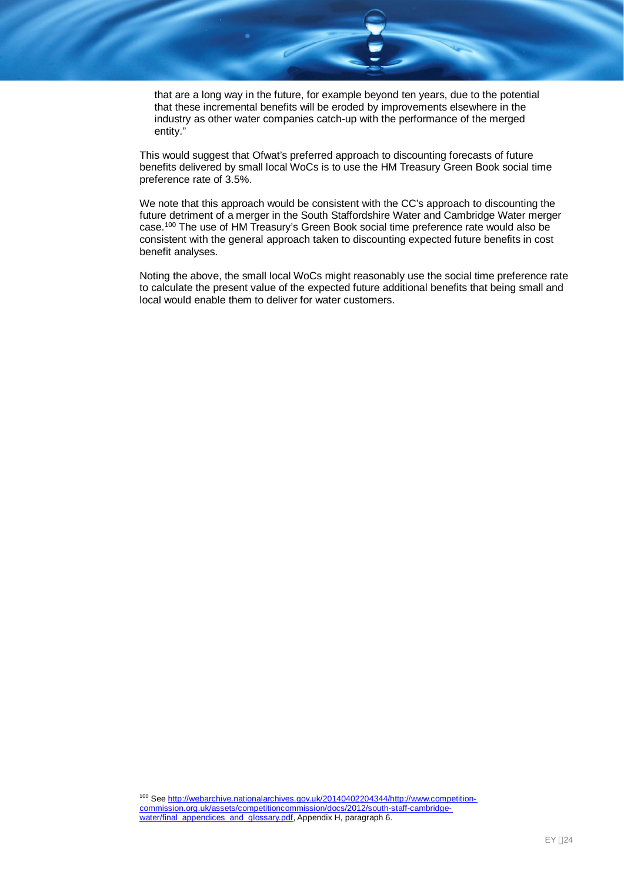that are a long way in the future, for example beyond ten years, due to the potential that these incremental benefits will be eroded by improvements elsewhere in the industry as other water companies catch-up with the performance of the merged entity."

This would suggest that Ofwat's preferred approach to discounting forecasts of future benefits delivered by small local WoCs is to use the HM Treasury Green Book social time preference rate of 3.5%.

We note that this approach would be consistent with the CC's approach to discounting the future detriment of a merger in the South Staffordshire Water and Cambridge Water merger case.[100] The use of HM Treasury's Green Book social time preference rate would also be consistent with the general approach taken to discounting expected future benefits in cost benefit analyses.

Noting the above, the small local WoCs might reasonably use the social time preference rate to calculate the present value of the expected future additional benefits that being small and local would enable them to deliver for water customers.

[100] See http://webarchive.nationalarchives.gov.uk/20140402204344/http://www.competition-commission.org.uk/assets/competitioncommission/docs/2012/south-staff-cambridge-water/final_appendices_and_glossary.pdf, Appendix H, paragraph 6.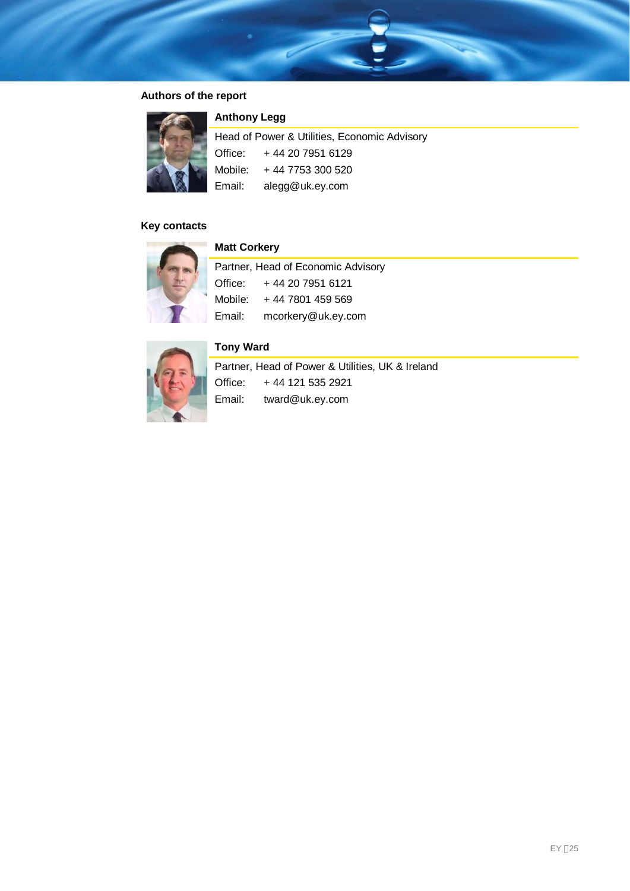## Authors of the report

### Anthony Legg

Head of Power & Utilities, Economic Advisory

Office: + 44 20 7951 6129

Mobile: + 44 7753 300 520

Email: alegg@uk.ey.com

## Key contacts

### Matt Corkery

Partner, Head of Economic Advisory

Office: + 44 20 7951 6121

Mobile: + 44 7801 459 569

Email: mcorkery@uk.ey.com

### Tony Ward

Partner, Head of Power & Utilities, UK & Ireland

Office: + 44 121 535 2921

Email: tward@uk.ey.com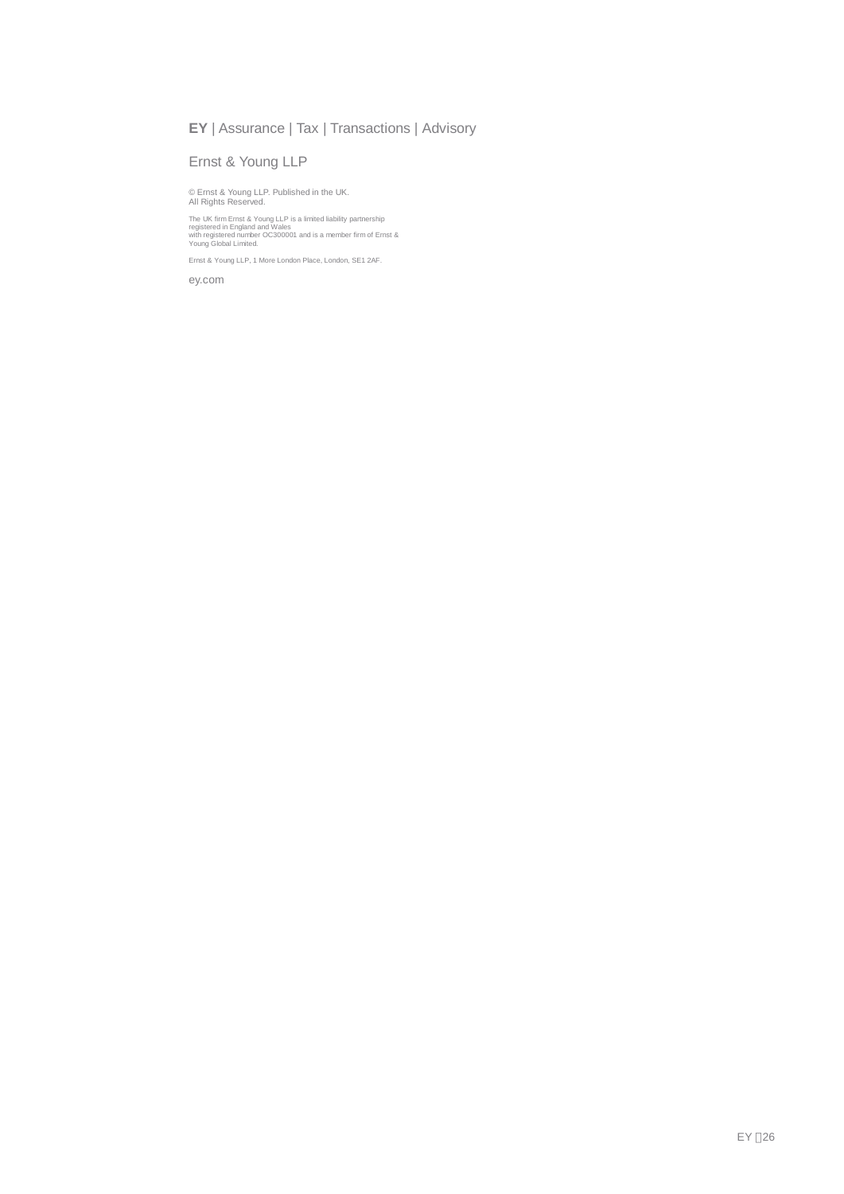**EY** | Assurance | Tax | Transactions | Advisory

Ernst & Young LLP

© Ernst & Young LLP. Published in the UK.
All Rights Reserved.

The UK firm Ernst & Young LLP is a limited liability partnership registered in England and Wales with registered number OC300001 and is a member firm of Ernst & Young Global Limited.

Ernst & Young LLP, 1 More London Place, London, SE1 2AF.

ey.com